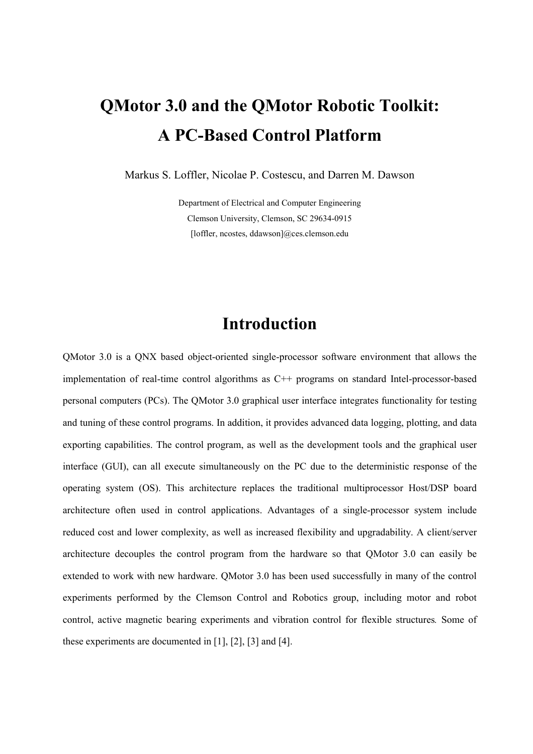# QMotor 3.0 and the QMotor Robotic Toolkit: A PC-Based Control Platform

Markus S. Loffler, Nicolae P. Costescu, and Darren M. Dawson

Department of Electrical and Computer Engineering
Clemson University, Clemson, SC 29634-0915
[loffler, ncostes, ddawson]@ces.clemson.edu

## Introduction

QMotor 3.0 is a QNX based object-oriented single-processor software environment that allows the implementation of real-time control algorithms as C++ programs on standard Intel-processor-based personal computers (PCs). The QMotor 3.0 graphical user interface integrates functionality for testing and tuning of these control programs. In addition, it provides advanced data logging, plotting, and data exporting capabilities. The control program, as well as the development tools and the graphical user interface (GUI), can all execute simultaneously on the PC due to the deterministic response of the operating system (OS). This architecture replaces the traditional multiprocessor Host/DSP board architecture often used in control applications. Advantages of a single-processor system include reduced cost and lower complexity, as well as increased flexibility and upgradability. A client/server architecture decouples the control program from the hardware so that QMotor 3.0 can easily be extended to work with new hardware. QMotor 3.0 has been used successfully in many of the control experiments performed by the Clemson Control and Robotics group, including motor and robot control, active magnetic bearing experiments and vibration control for flexible structures. Some of these experiments are documented in [1], [2], [3] and [4].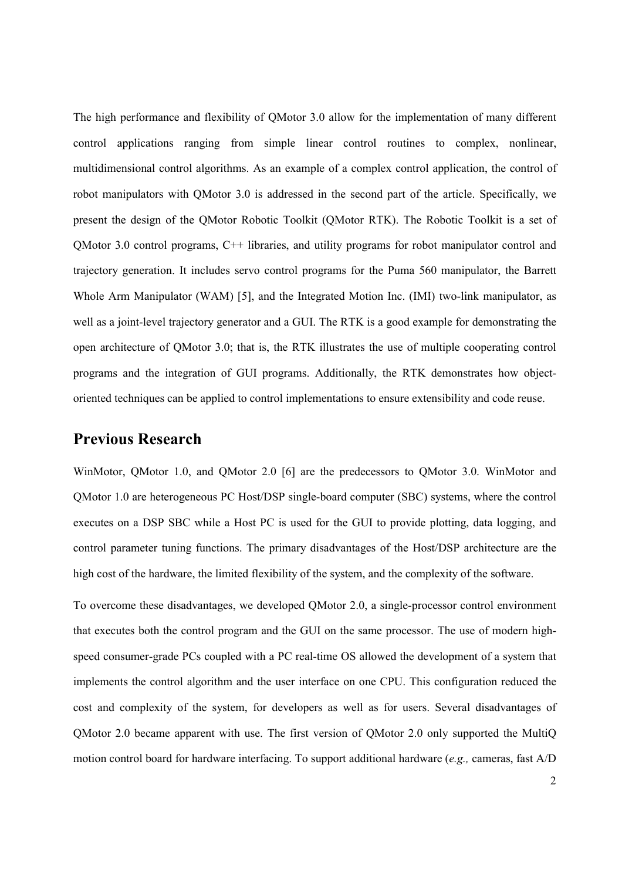The high performance and flexibility of QMotor 3.0 allow for the implementation of many different control applications ranging from simple linear control routines to complex, nonlinear, multidimensional control algorithms. As an example of a complex control application, the control of robot manipulators with QMotor 3.0 is addressed in the second part of the article. Specifically, we present the design of the QMotor Robotic Toolkit (QMotor RTK). The Robotic Toolkit is a set of QMotor 3.0 control programs, C++ libraries, and utility programs for robot manipulator control and trajectory generation. It includes servo control programs for the Puma 560 manipulator, the Barrett Whole Arm Manipulator (WAM) [5], and the Integrated Motion Inc. (IMI) two-link manipulator, as well as a joint-level trajectory generator and a GUI. The RTK is a good example for demonstrating the open architecture of QMotor 3.0; that is, the RTK illustrates the use of multiple cooperating control programs and the integration of GUI programs. Additionally, the RTK demonstrates how object-oriented techniques can be applied to control implementations to ensure extensibility and code reuse.

## Previous Research

WinMotor, QMotor 1.0, and QMotor 2.0 [6] are the predecessors to QMotor 3.0. WinMotor and QMotor 1.0 are heterogeneous PC Host/DSP single-board computer (SBC) systems, where the control executes on a DSP SBC while a Host PC is used for the GUI to provide plotting, data logging, and control parameter tuning functions. The primary disadvantages of the Host/DSP architecture are the high cost of the hardware, the limited flexibility of the system, and the complexity of the software.

To overcome these disadvantages, we developed QMotor 2.0, a single-processor control environment that executes both the control program and the GUI on the same processor. The use of modern high-speed consumer-grade PCs coupled with a PC real-time OS allowed the development of a system that implements the control algorithm and the user interface on one CPU. This configuration reduced the cost and complexity of the system, for developers as well as for users. Several disadvantages of QMotor 2.0 became apparent with use. The first version of QMotor 2.0 only supported the MultiQ motion control board for hardware interfacing. To support additional hardware (*e.g.,* cameras, fast A/D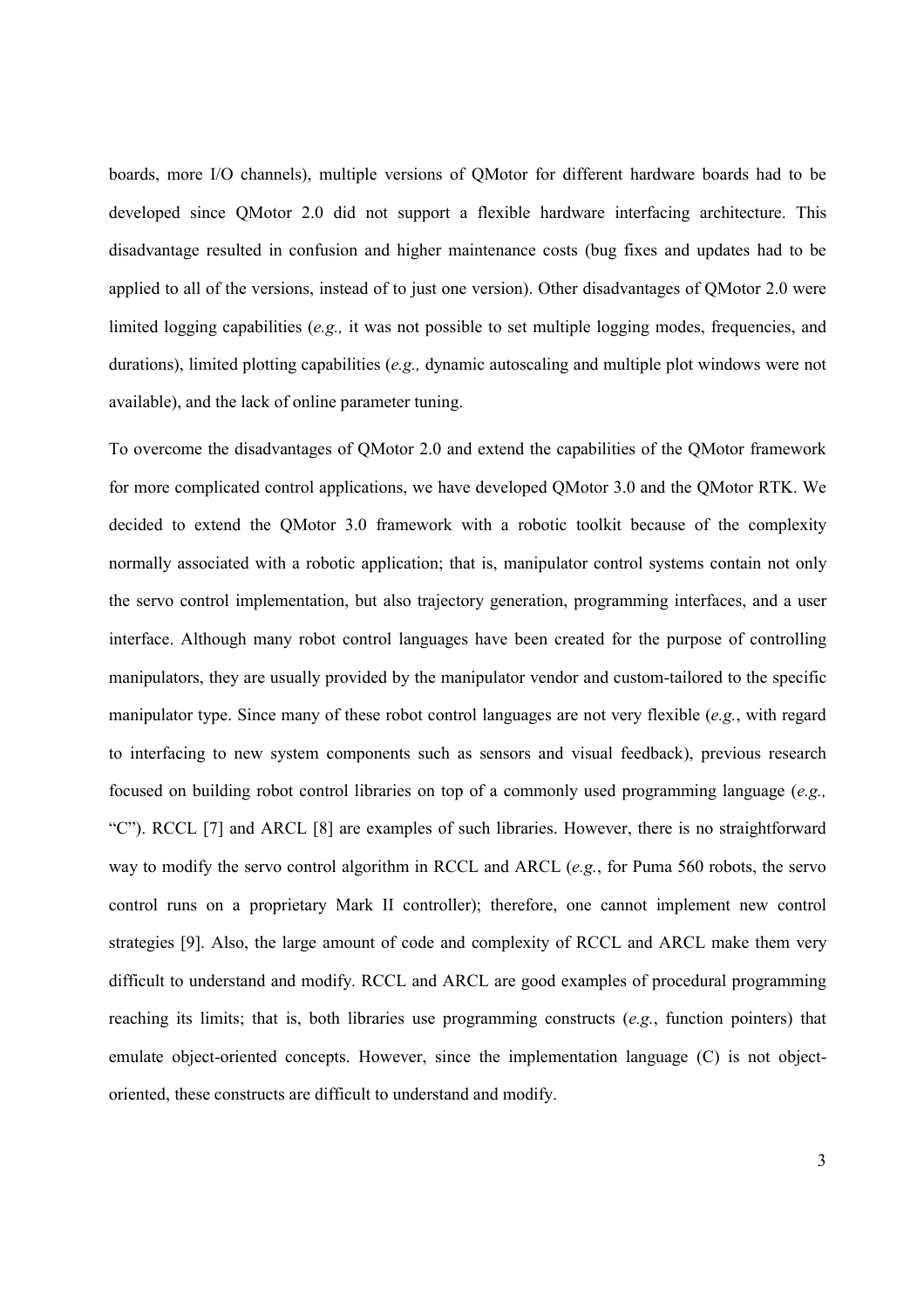boards, more I/O channels), multiple versions of QMotor for different hardware boards had to be developed since QMotor 2.0 did not support a flexible hardware interfacing architecture. This disadvantage resulted in confusion and higher maintenance costs (bug fixes and updates had to be applied to all of the versions, instead of to just one version). Other disadvantages of QMotor 2.0 were limited logging capabilities (*e.g.,* it was not possible to set multiple logging modes, frequencies, and durations), limited plotting capabilities (*e.g.,* dynamic autoscaling and multiple plot windows were not available), and the lack of online parameter tuning.

To overcome the disadvantages of QMotor 2.0 and extend the capabilities of the QMotor framework for more complicated control applications, we have developed QMotor 3.0 and the QMotor RTK. We decided to extend the QMotor 3.0 framework with a robotic toolkit because of the complexity normally associated with a robotic application; that is, manipulator control systems contain not only the servo control implementation, but also trajectory generation, programming interfaces, and a user interface. Although many robot control languages have been created for the purpose of controlling manipulators, they are usually provided by the manipulator vendor and custom-tailored to the specific manipulator type. Since many of these robot control languages are not very flexible (*e.g.*, with regard to interfacing to new system components such as sensors and visual feedback), previous research focused on building robot control libraries on top of a commonly used programming language (*e.g.,* "C"). RCCL [7] and ARCL [8] are examples of such libraries. However, there is no straightforward way to modify the servo control algorithm in RCCL and ARCL (*e.g.*, for Puma 560 robots, the servo control runs on a proprietary Mark II controller); therefore, one cannot implement new control strategies [9]. Also, the large amount of code and complexity of RCCL and ARCL make them very difficult to understand and modify. RCCL and ARCL are good examples of procedural programming reaching its limits; that is, both libraries use programming constructs (*e.g.*, function pointers) that emulate object-oriented concepts. However, since the implementation language (C) is not object-oriented, these constructs are difficult to understand and modify.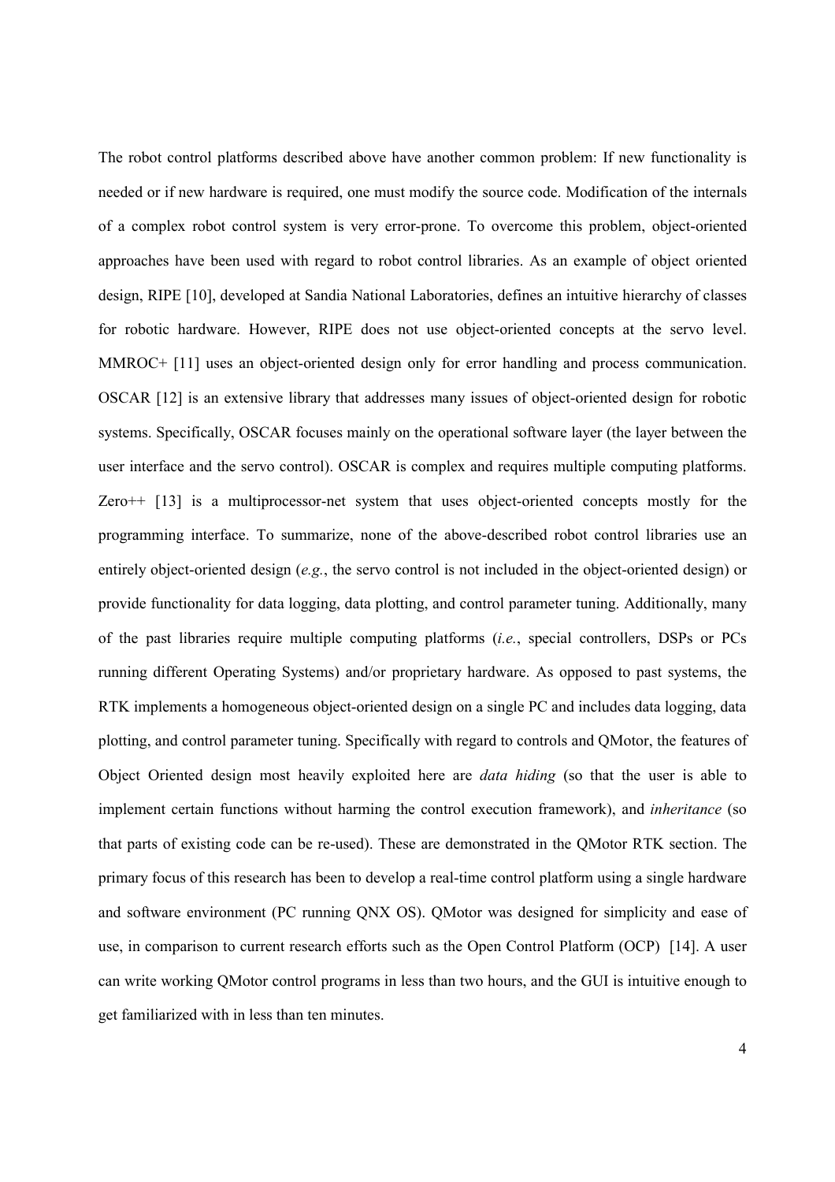The robot control platforms described above have another common problem: If new functionality is needed or if new hardware is required, one must modify the source code. Modification of the internals of a complex robot control system is very error-prone. To overcome this problem, object-oriented approaches have been used with regard to robot control libraries. As an example of object oriented design, RIPE [10], developed at Sandia National Laboratories, defines an intuitive hierarchy of classes for robotic hardware. However, RIPE does not use object-oriented concepts at the servo level. MMROC+ [11] uses an object-oriented design only for error handling and process communication. OSCAR [12] is an extensive library that addresses many issues of object-oriented design for robotic systems. Specifically, OSCAR focuses mainly on the operational software layer (the layer between the user interface and the servo control). OSCAR is complex and requires multiple computing platforms. Zero++ [13] is a multiprocessor-net system that uses object-oriented concepts mostly for the programming interface. To summarize, none of the above-described robot control libraries use an entirely object-oriented design (*e.g.*, the servo control is not included in the object-oriented design) or provide functionality for data logging, data plotting, and control parameter tuning. Additionally, many of the past libraries require multiple computing platforms (*i.e.*, special controllers, DSPs or PCs running different Operating Systems) and/or proprietary hardware. As opposed to past systems, the RTK implements a homogeneous object-oriented design on a single PC and includes data logging, data plotting, and control parameter tuning. Specifically with regard to controls and QMotor, the features of Object Oriented design most heavily exploited here are *data hiding* (so that the user is able to implement certain functions without harming the control execution framework), and *inheritance* (so that parts of existing code can be re-used). These are demonstrated in the QMotor RTK section. The primary focus of this research has been to develop a real-time control platform using a single hardware and software environment (PC running QNX OS). QMotor was designed for simplicity and ease of use, in comparison to current research efforts such as the Open Control Platform (OCP) [14]. A user can write working QMotor control programs in less than two hours, and the GUI is intuitive enough to get familiarized with in less than ten minutes.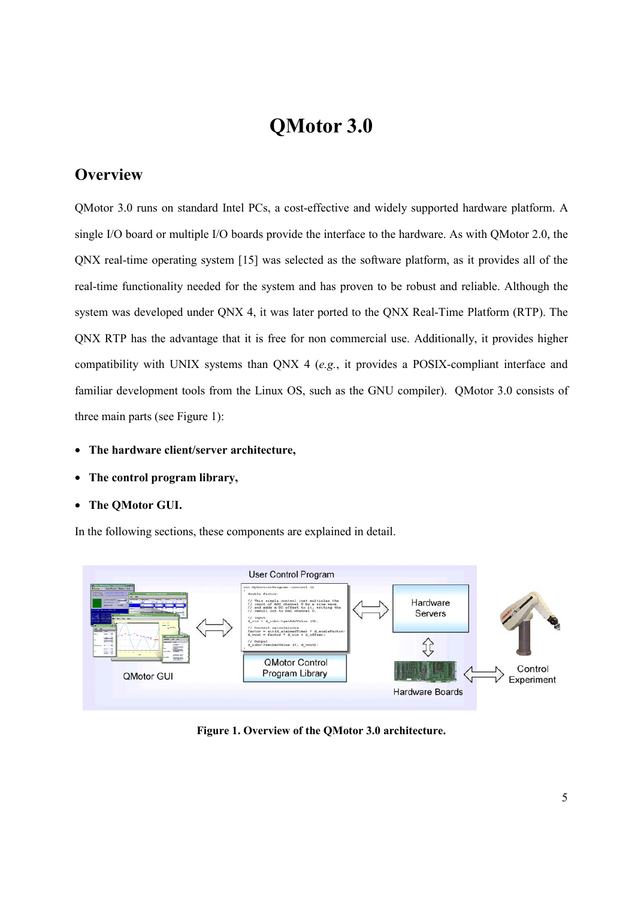# QMotor 3.0

## Overview

QMotor 3.0 runs on standard Intel PCs, a cost-effective and widely supported hardware platform. A single I/O board or multiple I/O boards provide the interface to the hardware. As with QMotor 2.0, the QNX real-time operating system [15] was selected as the software platform, as it provides all of the real-time functionality needed for the system and has proven to be robust and reliable. Although the system was developed under QNX 4, it was later ported to the QNX Real-Time Platform (RTP). The QNX RTP has the advantage that it is free for non commercial use. Additionally, it provides higher compatibility with UNIX systems than QNX 4 (*e.g.*, it provides a POSIX-compliant interface and familiar development tools from the Linux OS, such as the GNU compiler). QMotor 3.0 consists of three main parts (see Figure 1):

- **The hardware client/server architecture,**
- **The control program library,**
- **The QMotor GUI.**

In the following sections, these components are explained in detail.

**Figure 1. Overview of the QMotor 3.0 architecture.**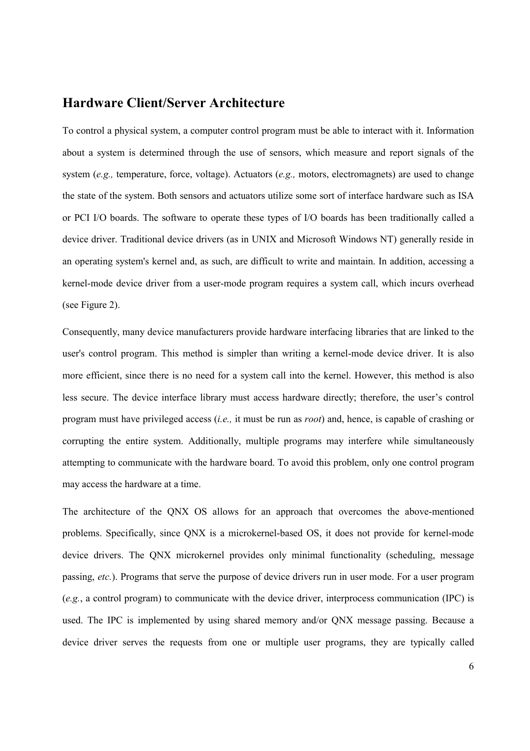## Hardware Client/Server Architecture

To control a physical system, a computer control program must be able to interact with it. Information about a system is determined through the use of sensors, which measure and report signals of the system (*e.g.,* temperature, force, voltage). Actuators (*e.g.,* motors, electromagnets) are used to change the state of the system. Both sensors and actuators utilize some sort of interface hardware such as ISA or PCI I/O boards. The software to operate these types of I/O boards has been traditionally called a device driver. Traditional device drivers (as in UNIX and Microsoft Windows NT) generally reside in an operating system's kernel and, as such, are difficult to write and maintain. In addition, accessing a kernel-mode device driver from a user-mode program requires a system call, which incurs overhead (see Figure 2).

Consequently, many device manufacturers provide hardware interfacing libraries that are linked to the user's control program. This method is simpler than writing a kernel-mode device driver. It is also more efficient, since there is no need for a system call into the kernel. However, this method is also less secure. The device interface library must access hardware directly; therefore, the user's control program must have privileged access (*i.e.,* it must be run as *root*) and, hence, is capable of crashing or corrupting the entire system. Additionally, multiple programs may interfere while simultaneously attempting to communicate with the hardware board. To avoid this problem, only one control program may access the hardware at a time.

The architecture of the QNX OS allows for an approach that overcomes the above-mentioned problems. Specifically, since QNX is a microkernel-based OS, it does not provide for kernel-mode device drivers. The QNX microkernel provides only minimal functionality (scheduling, message passing, *etc.*). Programs that serve the purpose of device drivers run in user mode. For a user program (*e.g.*, a control program) to communicate with the device driver, interprocess communication (IPC) is used. The IPC is implemented by using shared memory and/or QNX message passing. Because a device driver serves the requests from one or multiple user programs, they are typically called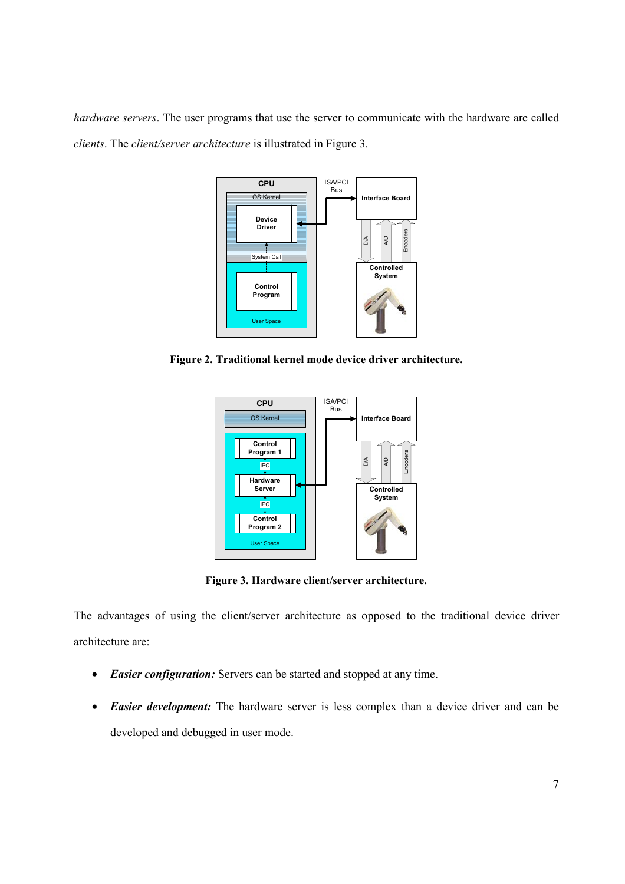*hardware servers*. The user programs that use the server to communicate with the hardware are called *clients*. The *client/server architecture* is illustrated in Figure 3.

**Figure 2. Traditional kernel mode device driver architecture.**

**Figure 3. Hardware client/server architecture.**

The advantages of using the client/server architecture as opposed to the traditional device driver architecture are:

- ***Easier configuration:*** Servers can be started and stopped at any time.
- ***Easier development:*** The hardware server is less complex than a device driver and can be developed and debugged in user mode.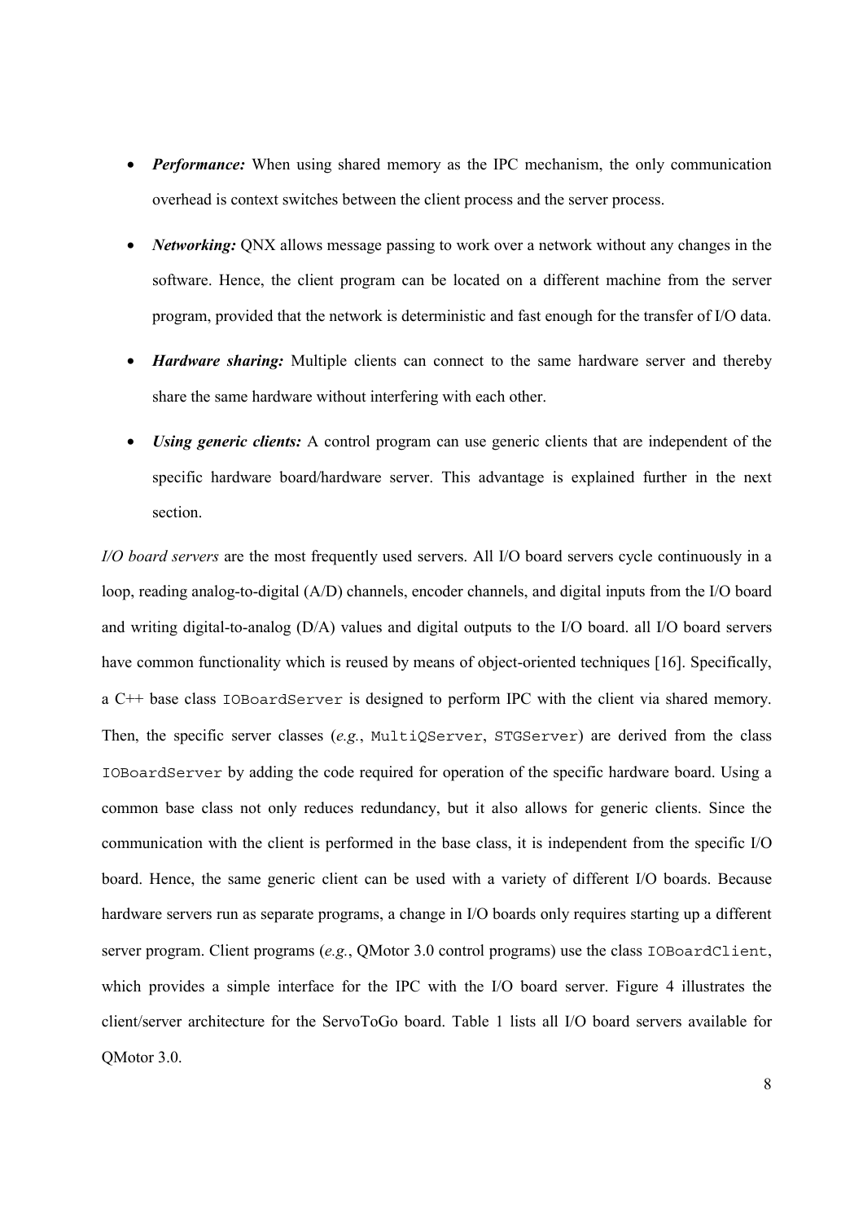- ***Performance:*** When using shared memory as the IPC mechanism, the only communication overhead is context switches between the client process and the server process.
- ***Networking:*** QNX allows message passing to work over a network without any changes in the software. Hence, the client program can be located on a different machine from the server program, provided that the network is deterministic and fast enough for the transfer of I/O data.
- ***Hardware sharing:*** Multiple clients can connect to the same hardware server and thereby share the same hardware without interfering with each other.
- ***Using generic clients:*** A control program can use generic clients that are independent of the specific hardware board/hardware server. This advantage is explained further in the next section.

*I/O board servers* are the most frequently used servers. All I/O board servers cycle continuously in a loop, reading analog-to-digital (A/D) channels, encoder channels, and digital inputs from the I/O board and writing digital-to-analog (D/A) values and digital outputs to the I/O board. all I/O board servers have common functionality which is reused by means of object-oriented techniques [16]. Specifically, a C++ base class `IOBoardServer` is designed to perform IPC with the client via shared memory. Then, the specific server classes (*e.g.*, `MultiQServer`, `STGServer`) are derived from the class `IOBoardServer` by adding the code required for operation of the specific hardware board. Using a common base class not only reduces redundancy, but it also allows for generic clients. Since the communication with the client is performed in the base class, it is independent from the specific I/O board. Hence, the same generic client can be used with a variety of different I/O boards. Because hardware servers run as separate programs, a change in I/O boards only requires starting up a different server program. Client programs (*e.g.*, QMotor 3.0 control programs) use the class `IOBoardClient`, which provides a simple interface for the IPC with the I/O board server. Figure 4 illustrates the client/server architecture for the ServoToGo board. Table 1 lists all I/O board servers available for QMotor 3.0.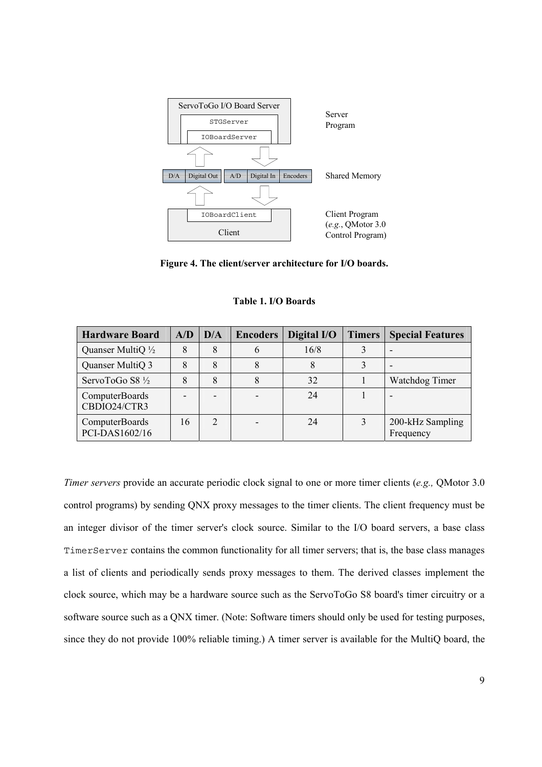ServoToGo I/O Board Server

STGServer

IOBoardServer

Server Program

D/A | Digital Out | A/D | Digital In | Encoders

Shared Memory

IOBoardClient

Client

Client Program (*e.g.*, QMotor 3.0 Control Program)

**Figure 4. The client/server architecture for I/O boards.**

**Table 1. I/O Boards**

| Hardware Board | A/D | D/A | Encoders | Digital I/O | Timers | Special Features |
|---|---|---|---|---|---|---|
| Quanser MultiQ ½ | 8 | 8 | 6 | 16/8 | 3 | - |
| Quanser MultiQ 3 | 8 | 8 | 8 | 8 | 3 | - |
| ServoToGo S8 ½ | 8 | 8 | 8 | 32 | 1 | Watchdog Timer |
| ComputerBoards CBDIO24/CTR3 | - | - | - | 24 | 1 | - |
| ComputerBoards PCI-DAS1602/16 | 16 | 2 | - | 24 | 3 | 200-kHz Sampling Frequency |

*Timer servers* provide an accurate periodic clock signal to one or more timer clients (*e.g.,* QMotor 3.0 control programs) by sending QNX proxy messages to the timer clients. The client frequency must be an integer divisor of the timer server's clock source. Similar to the I/O board servers, a base class `TimerServer` contains the common functionality for all timer servers; that is, the base class manages a list of clients and periodically sends proxy messages to them. The derived classes implement the clock source, which may be a hardware source such as the ServoToGo S8 board's timer circuitry or a software source such as a QNX timer. (Note: Software timers should only be used for testing purposes, since they do not provide 100% reliable timing.) A timer server is available for the MultiQ board, the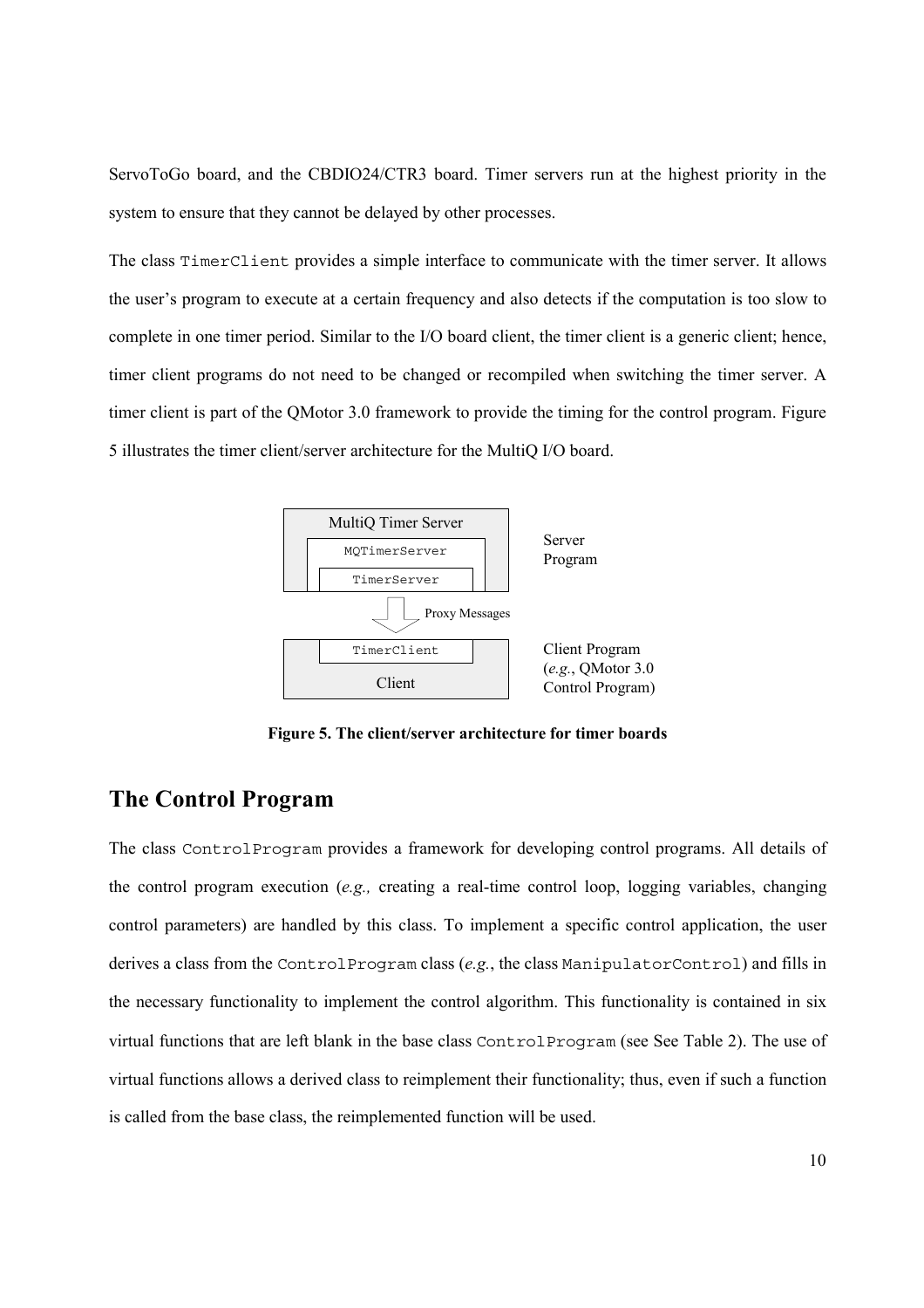ServoToGo board, and the CBDIO24/CTR3 board. Timer servers run at the highest priority in the system to ensure that they cannot be delayed by other processes.

The class `TimerClient` provides a simple interface to communicate with the timer server. It allows the user's program to execute at a certain frequency and also detects if the computation is too slow to complete in one timer period. Similar to the I/O board client, the timer client is a generic client; hence, timer client programs do not need to be changed or recompiled when switching the timer server. A timer client is part of the QMotor 3.0 framework to provide the timing for the control program. Figure 5 illustrates the timer client/server architecture for the MultiQ I/O board.

MultiQ Timer Server
MQTimerServer
TimerServer
Server Program
Proxy Messages
TimerClient
Client
Client Program (*e.g.*, QMotor 3.0 Control Program)

**Figure 5. The client/server architecture for timer boards**

## The Control Program

The class `ControlProgram` provides a framework for developing control programs. All details of the control program execution (*e.g.,* creating a real-time control loop, logging variables, changing control parameters) are handled by this class. To implement a specific control application, the user derives a class from the `ControlProgram` class (*e.g.*, the class `ManipulatorControl`) and fills in the necessary functionality to implement the control algorithm. This functionality is contained in six virtual functions that are left blank in the base class `ControlProgram` (see See Table 2). The use of virtual functions allows a derived class to reimplement their functionality; thus, even if such a function is called from the base class, the reimplemented function will be used.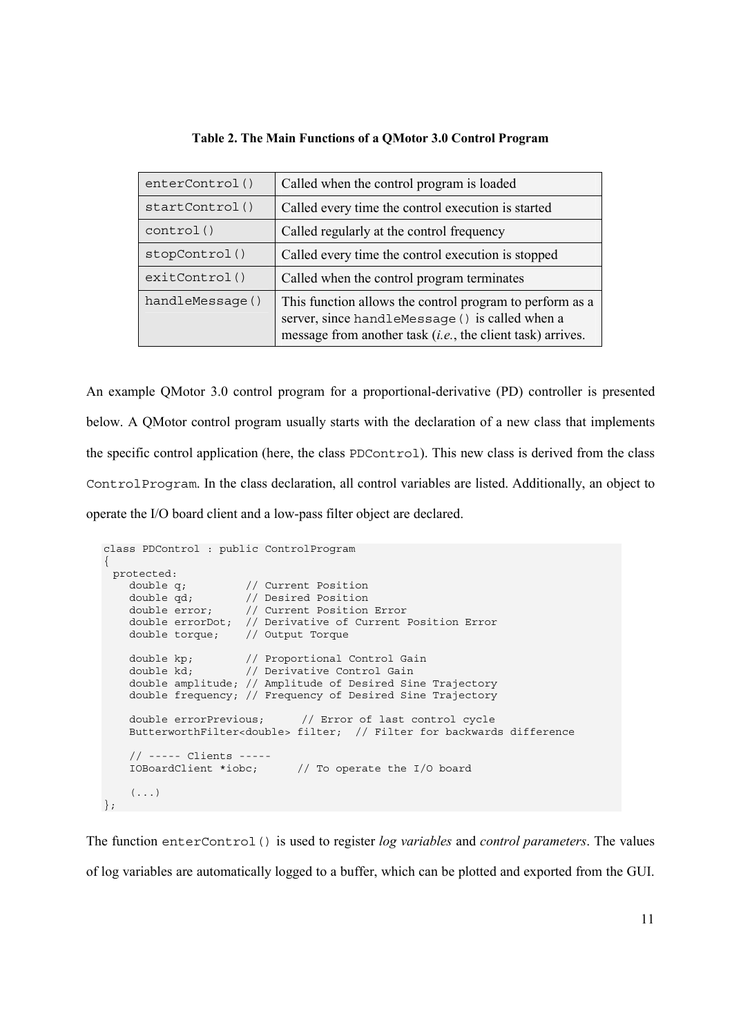**Table 2. The Main Functions of a QMotor 3.0 Control Program**

| | |
|---|---|
| `enterControl()` | Called when the control program is loaded |
| `startControl()` | Called every time the control execution is started |
| `control()` | Called regularly at the control frequency |
| `stopControl()` | Called every time the control execution is stopped |
| `exitControl()` | Called when the control program terminates |
| `handleMessage()` | This function allows the control program to perform as a server, since `handleMessage()` is called when a message from another task (*i.e.*, the client task) arrives. |

An example QMotor 3.0 control program for a proportional-derivative (PD) controller is presented below. A QMotor control program usually starts with the declaration of a new class that implements the specific control application (here, the class `PDControl`). This new class is derived from the class `ControlProgram`. In the class declaration, all control variables are listed. Additionally, an object to operate the I/O board client and a low-pass filter object are declared.

```
class PDControl : public ControlProgram
{
 protected:
    double q;         // Current Position
    double qd;        // Desired Position
    double error;     // Current Position Error
    double errorDot;  // Derivative of Current Position Error
    double torque;    // Output Torque

    double kp;        // Proportional Control Gain
    double kd;        // Derivative Control Gain
    double amplitude; // Amplitude of Desired Sine Trajectory
    double frequency; // Frequency of Desired Sine Trajectory

    double errorPrevious;      // Error of last control cycle
    ButterworthFilter<double> filter;  // Filter for backwards difference

    // ----- Clients -----
    IOBoardClient *iobc;      // To operate the I/O board

    (...)
};
```

The function `enterControl()` is used to register *log variables* and *control parameters*. The values of log variables are automatically logged to a buffer, which can be plotted and exported from the GUI.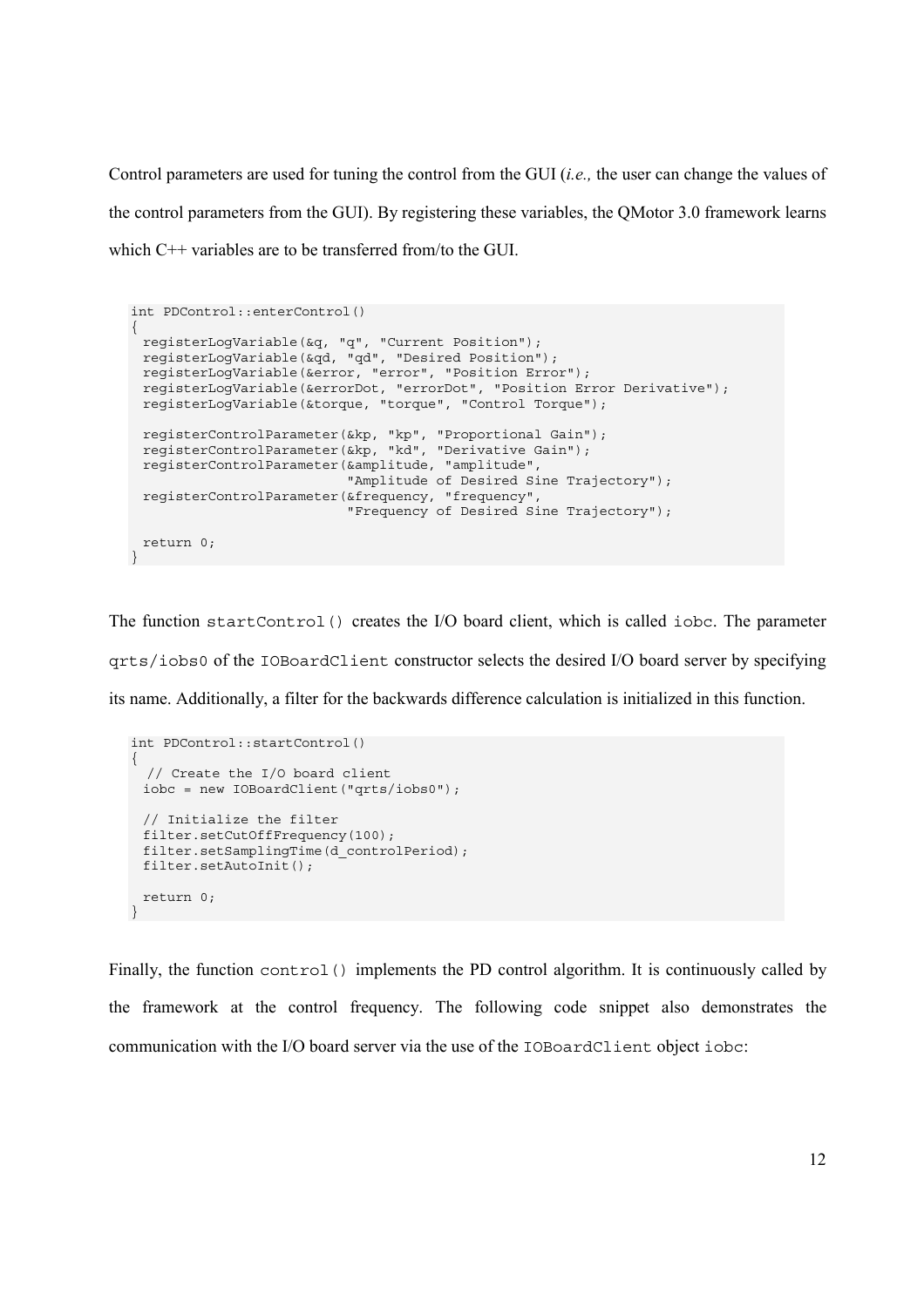Control parameters are used for tuning the control from the GUI (*i.e.,* the user can change the values of the control parameters from the GUI). By registering these variables, the QMotor 3.0 framework learns which C++ variables are to be transferred from/to the GUI.

```
int PDControl::enterControl()
{
 registerLogVariable(&q, "q", "Current Position");
 registerLogVariable(&qd, "qd", "Desired Position");
 registerLogVariable(&error, "error", "Position Error");
 registerLogVariable(&errorDot, "errorDot", "Position Error Derivative");
 registerLogVariable(&torque, "torque", "Control Torque");

 registerControlParameter(&kp, "kp", "Proportional Gain");
 registerControlParameter(&kp, "kd", "Derivative Gain");
 registerControlParameter(&amplitude, "amplitude",
                          "Amplitude of Desired Sine Trajectory");
 registerControlParameter(&frequency, "frequency",
                          "Frequency of Desired Sine Trajectory");

 return 0;
}
```

The function `startControl()` creates the I/O board client, which is called `iobc`. The parameter `qrts/iobs0` of the `IOBoardClient` constructor selects the desired I/O board server by specifying its name. Additionally, a filter for the backwards difference calculation is initialized in this function.

```
int PDControl::startControl()
{
  // Create the I/O board client
 iobc = new IOBoardClient("qrts/iobs0");

 // Initialize the filter
 filter.setCutOffFrequency(100);
 filter.setSamplingTime(d_controlPeriod);
 filter.setAutoInit();

 return 0;
}
```

Finally, the function `control()` implements the PD control algorithm. It is continuously called by the framework at the control frequency. The following code snippet also demonstrates the communication with the I/O board server via the use of the `IOBoardClient` object `iobc`: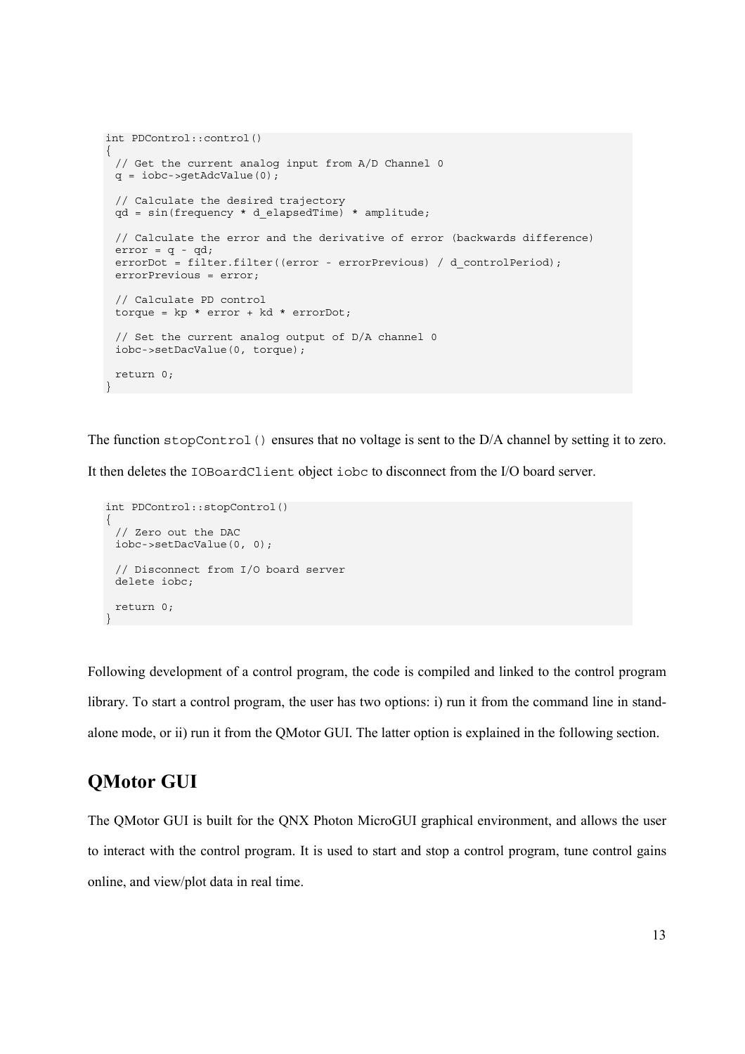```
int PDControl::control()
{
  // Get the current analog input from A/D Channel 0
  q = iobc->getAdcValue(0);

  // Calculate the desired trajectory
  qd = sin(frequency * d_elapsedTime) * amplitude;

  // Calculate the error and the derivative of error (backwards difference)
  error = q - qd;
  errorDot = filter.filter((error - errorPrevious) / d_controlPeriod);
  errorPrevious = error;

  // Calculate PD control
  torque = kp * error + kd * errorDot;

  // Set the current analog output of D/A channel 0
  iobc->setDacValue(0, torque);

  return 0;
}
```

The function `stopControl()` ensures that no voltage is sent to the D/A channel by setting it to zero. It then deletes the `IOBoardClient` object `iobc` to disconnect from the I/O board server.

```
int PDControl::stopControl()
{
  // Zero out the DAC
  iobc->setDacValue(0, 0);

  // Disconnect from I/O board server
  delete iobc;

  return 0;
}
```

Following development of a control program, the code is compiled and linked to the control program library. To start a control program, the user has two options: i) run it from the command line in stand-alone mode, or ii) run it from the QMotor GUI. The latter option is explained in the following section.

## QMotor GUI

The QMotor GUI is built for the QNX Photon MicroGUI graphical environment, and allows the user to interact with the control program. It is used to start and stop a control program, tune control gains online, and view/plot data in real time.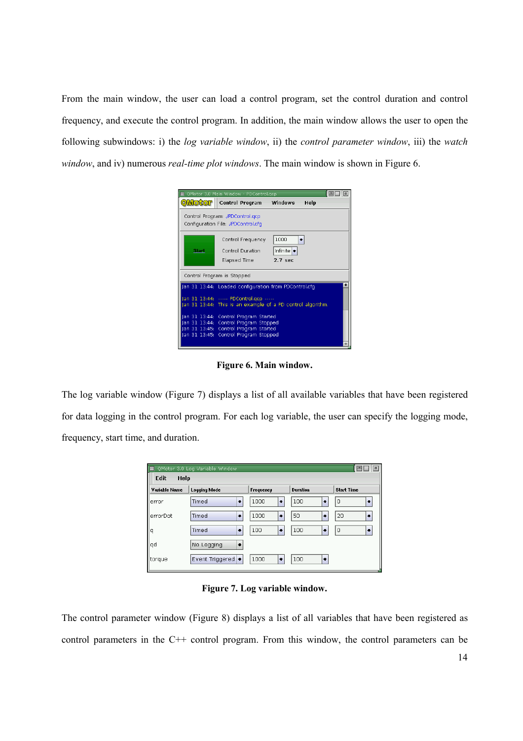From the main window, the user can load a control program, set the control duration and control frequency, and execute the control program. In addition, the main window allows the user to open the following subwindows: i) the *log variable window*, ii) the *control parameter window*, iii) the *watch window*, and iv) numerous *real-time plot windows*. The main window is shown in Figure 6.

**Figure 6. Main window.**

The log variable window (Figure 7) displays a list of all available variables that have been registered for data logging in the control program. For each log variable, the user can specify the logging mode, frequency, start time, and duration.

**Figure 7. Log variable window.**

The control parameter window (Figure 8) displays a list of all variables that have been registered as control parameters in the C++ control program. From this window, the control parameters can be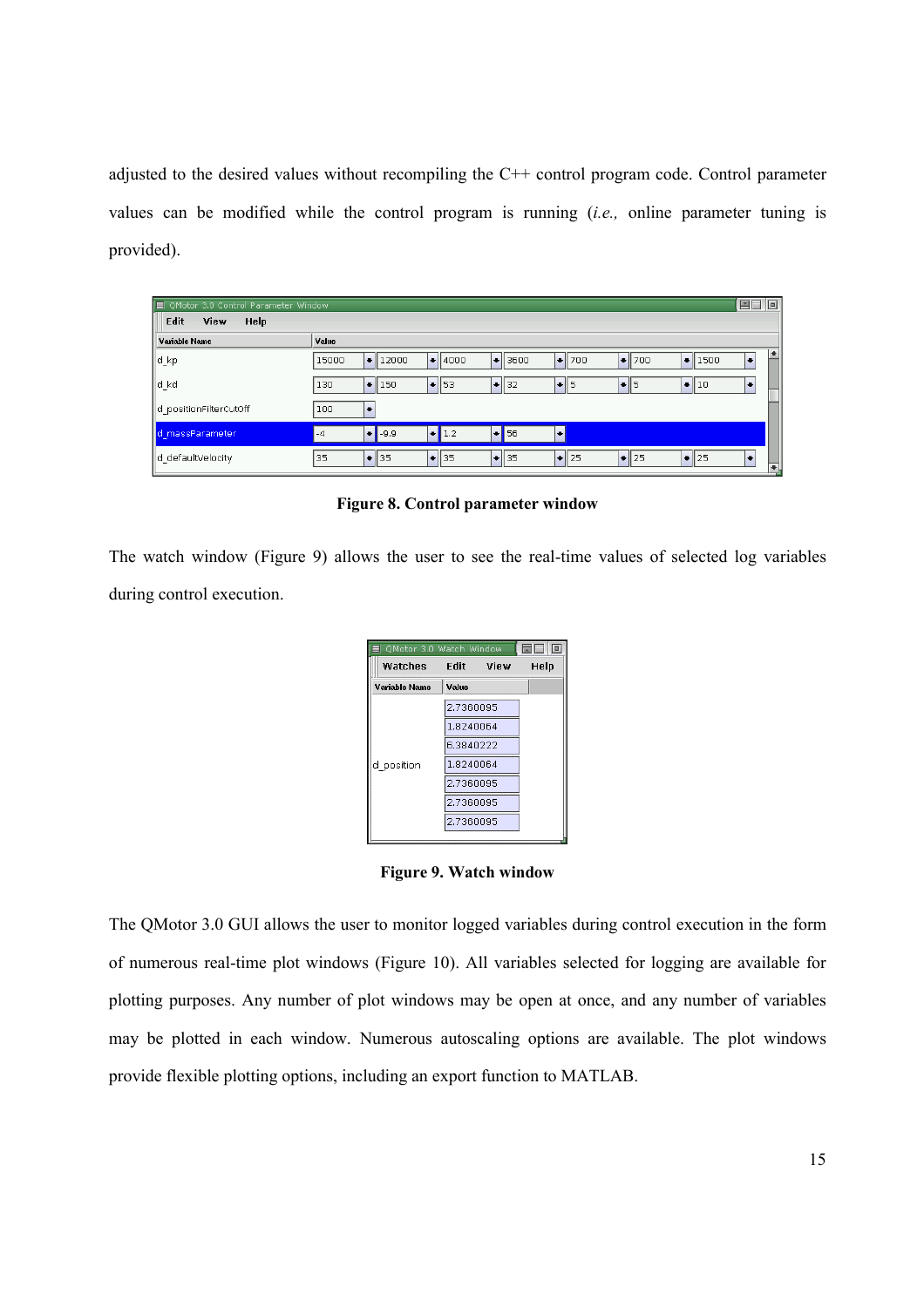adjusted to the desired values without recompiling the C++ control program code. Control parameter values can be modified while the control program is running (*i.e.,* online parameter tuning is provided).

**Figure 8. Control parameter window**

The watch window (Figure 9) allows the user to see the real-time values of selected log variables during control execution.

**Figure 9. Watch window**

The QMotor 3.0 GUI allows the user to monitor logged variables during control execution in the form of numerous real-time plot windows (Figure 10). All variables selected for logging are available for plotting purposes. Any number of plot windows may be open at once, and any number of variables may be plotted in each window. Numerous autoscaling options are available. The plot windows provide flexible plotting options, including an export function to MATLAB.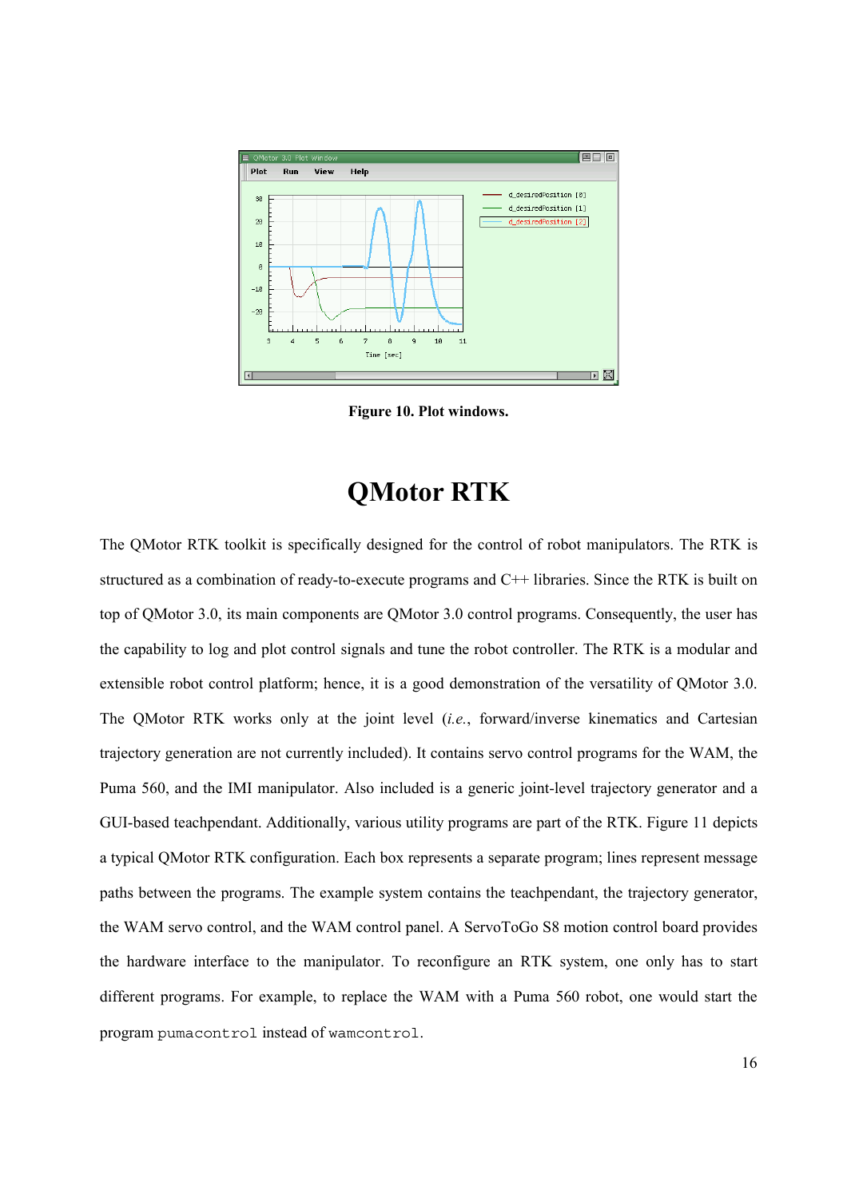Figure 10. Plot windows.

# QMotor RTK

The QMotor RTK toolkit is specifically designed for the control of robot manipulators. The RTK is structured as a combination of ready-to-execute programs and C++ libraries. Since the RTK is built on top of QMotor 3.0, its main components are QMotor 3.0 control programs. Consequently, the user has the capability to log and plot control signals and tune the robot controller. The RTK is a modular and extensible robot control platform; hence, it is a good demonstration of the versatility of QMotor 3.0. The QMotor RTK works only at the joint level (*i.e.*, forward/inverse kinematics and Cartesian trajectory generation are not currently included). It contains servo control programs for the WAM, the Puma 560, and the IMI manipulator. Also included is a generic joint-level trajectory generator and a GUI-based teachpendant. Additionally, various utility programs are part of the RTK. Figure 11 depicts a typical QMotor RTK configuration. Each box represents a separate program; lines represent message paths between the programs. The example system contains the teachpendant, the trajectory generator, the WAM servo control, and the WAM control panel. A ServoToGo S8 motion control board provides the hardware interface to the manipulator. To reconfigure an RTK system, one only has to start different programs. For example, to replace the WAM with a Puma 560 robot, one would start the program `pumacontrol` instead of `wamcontrol`.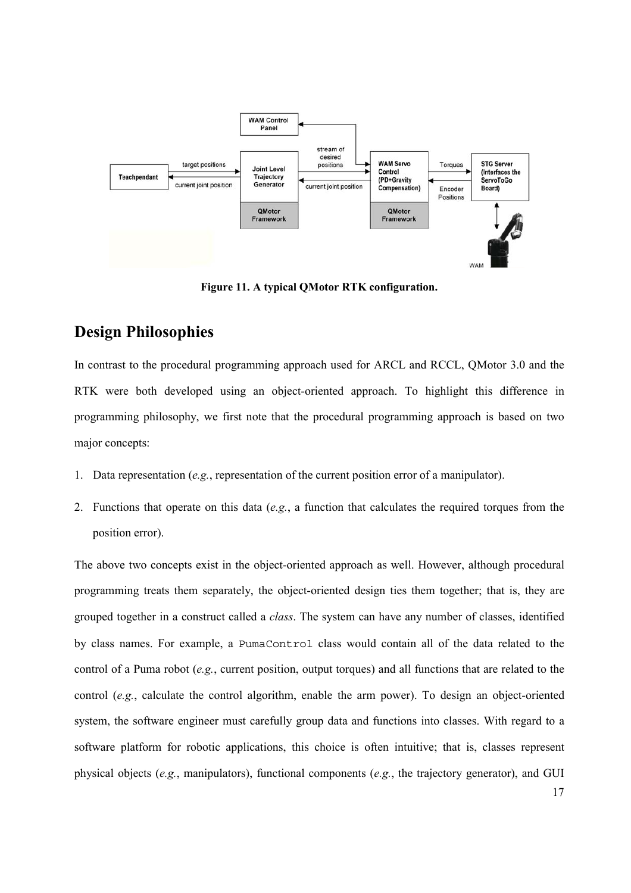Figure 11. A typical QMotor RTK configuration.

## Design Philosophies

In contrast to the procedural programming approach used for ARCL and RCCL, QMotor 3.0 and the RTK were both developed using an object-oriented approach. To highlight this difference in programming philosophy, we first note that the procedural programming approach is based on two major concepts:

1. Data representation (*e.g.*, representation of the current position error of a manipulator).
2. Functions that operate on this data (*e.g.*, a function that calculates the required torques from the position error).

The above two concepts exist in the object-oriented approach as well. However, although procedural programming treats them separately, the object-oriented design ties them together; that is, they are grouped together in a construct called a *class*. The system can have any number of classes, identified by class names. For example, a `PumaControl` class would contain all of the data related to the control of a Puma robot (*e.g.*, current position, output torques) and all functions that are related to the control (*e.g.*, calculate the control algorithm, enable the arm power). To design an object-oriented system, the software engineer must carefully group data and functions into classes. With regard to a software platform for robotic applications, this choice is often intuitive; that is, classes represent physical objects (*e.g.*, manipulators), functional components (*e.g.*, the trajectory generator), and GUI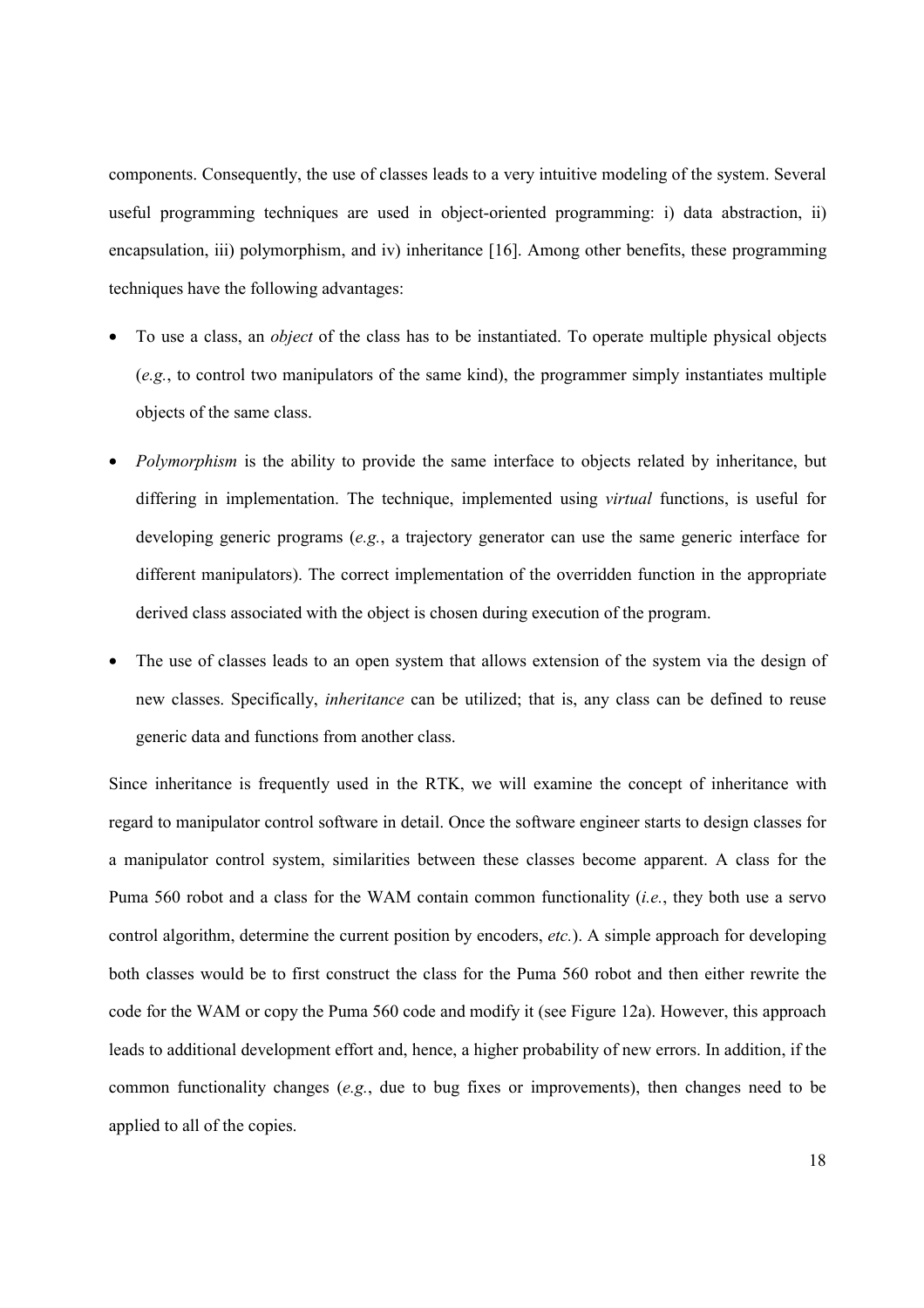components. Consequently, the use of classes leads to a very intuitive modeling of the system. Several useful programming techniques are used in object-oriented programming: i) data abstraction, ii) encapsulation, iii) polymorphism, and iv) inheritance [16]. Among other benefits, these programming techniques have the following advantages:

- To use a class, an *object* of the class has to be instantiated. To operate multiple physical objects (*e.g.*, to control two manipulators of the same kind), the programmer simply instantiates multiple objects of the same class.
- *Polymorphism* is the ability to provide the same interface to objects related by inheritance, but differing in implementation. The technique, implemented using *virtual* functions, is useful for developing generic programs (*e.g.*, a trajectory generator can use the same generic interface for different manipulators). The correct implementation of the overridden function in the appropriate derived class associated with the object is chosen during execution of the program.
- The use of classes leads to an open system that allows extension of the system via the design of new classes. Specifically, *inheritance* can be utilized; that is, any class can be defined to reuse generic data and functions from another class.

Since inheritance is frequently used in the RTK, we will examine the concept of inheritance with regard to manipulator control software in detail. Once the software engineer starts to design classes for a manipulator control system, similarities between these classes become apparent. A class for the Puma 560 robot and a class for the WAM contain common functionality (*i.e.*, they both use a servo control algorithm, determine the current position by encoders, *etc.*). A simple approach for developing both classes would be to first construct the class for the Puma 560 robot and then either rewrite the code for the WAM or copy the Puma 560 code and modify it (see Figure 12a). However, this approach leads to additional development effort and, hence, a higher probability of new errors. In addition, if the common functionality changes (*e.g.*, due to bug fixes or improvements), then changes need to be applied to all of the copies.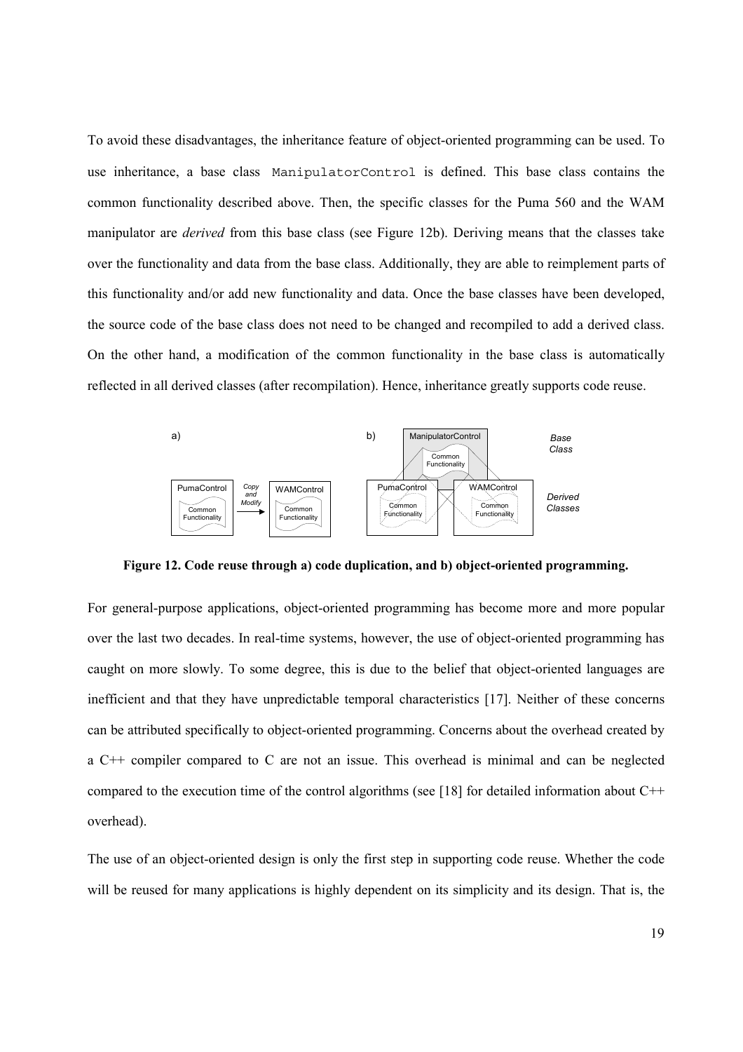To avoid these disadvantages, the inheritance feature of object-oriented programming can be used. To use inheritance, a base class `ManipulatorControl` is defined. This base class contains the common functionality described above. Then, the specific classes for the Puma 560 and the WAM manipulator are *derived* from this base class (see Figure 12b). Deriving means that the classes take over the functionality and data from the base class. Additionally, they are able to reimplement parts of this functionality and/or add new functionality and data. Once the base classes have been developed, the source code of the base class does not need to be changed and recompiled to add a derived class. On the other hand, a modification of the common functionality in the base class is automatically reflected in all derived classes (after recompilation). Hence, inheritance greatly supports code reuse.

**Figure 12. Code reuse through a) code duplication, and b) object-oriented programming.**

For general-purpose applications, object-oriented programming has become more and more popular over the last two decades. In real-time systems, however, the use of object-oriented programming has caught on more slowly. To some degree, this is due to the belief that object-oriented languages are inefficient and that they have unpredictable temporal characteristics [17]. Neither of these concerns can be attributed specifically to object-oriented programming. Concerns about the overhead created by a C++ compiler compared to C are not an issue. This overhead is minimal and can be neglected compared to the execution time of the control algorithms (see [18] for detailed information about C++ overhead).

The use of an object-oriented design is only the first step in supporting code reuse. Whether the code will be reused for many applications is highly dependent on its simplicity and its design. That is, the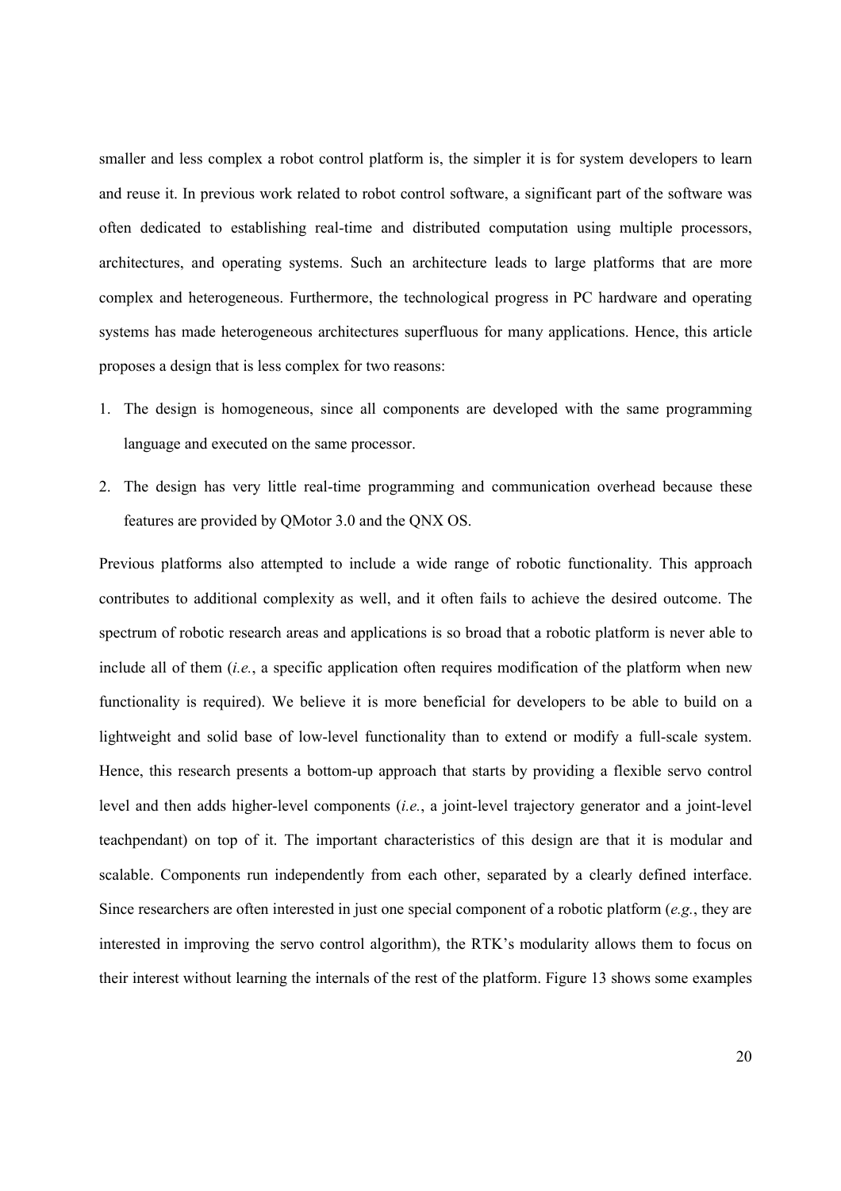smaller and less complex a robot control platform is, the simpler it is for system developers to learn and reuse it. In previous work related to robot control software, a significant part of the software was often dedicated to establishing real-time and distributed computation using multiple processors, architectures, and operating systems. Such an architecture leads to large platforms that are more complex and heterogeneous. Furthermore, the technological progress in PC hardware and operating systems has made heterogeneous architectures superfluous for many applications. Hence, this article proposes a design that is less complex for two reasons:

1. The design is homogeneous, since all components are developed with the same programming language and executed on the same processor.
2. The design has very little real-time programming and communication overhead because these features are provided by QMotor 3.0 and the QNX OS.

Previous platforms also attempted to include a wide range of robotic functionality. This approach contributes to additional complexity as well, and it often fails to achieve the desired outcome. The spectrum of robotic research areas and applications is so broad that a robotic platform is never able to include all of them (*i.e.*, a specific application often requires modification of the platform when new functionality is required). We believe it is more beneficial for developers to be able to build on a lightweight and solid base of low-level functionality than to extend or modify a full-scale system. Hence, this research presents a bottom-up approach that starts by providing a flexible servo control level and then adds higher-level components (*i.e.*, a joint-level trajectory generator and a joint-level teachpendant) on top of it. The important characteristics of this design are that it is modular and scalable. Components run independently from each other, separated by a clearly defined interface. Since researchers are often interested in just one special component of a robotic platform (*e.g.*, they are interested in improving the servo control algorithm), the RTK's modularity allows them to focus on their interest without learning the internals of the rest of the platform. Figure 13 shows some examples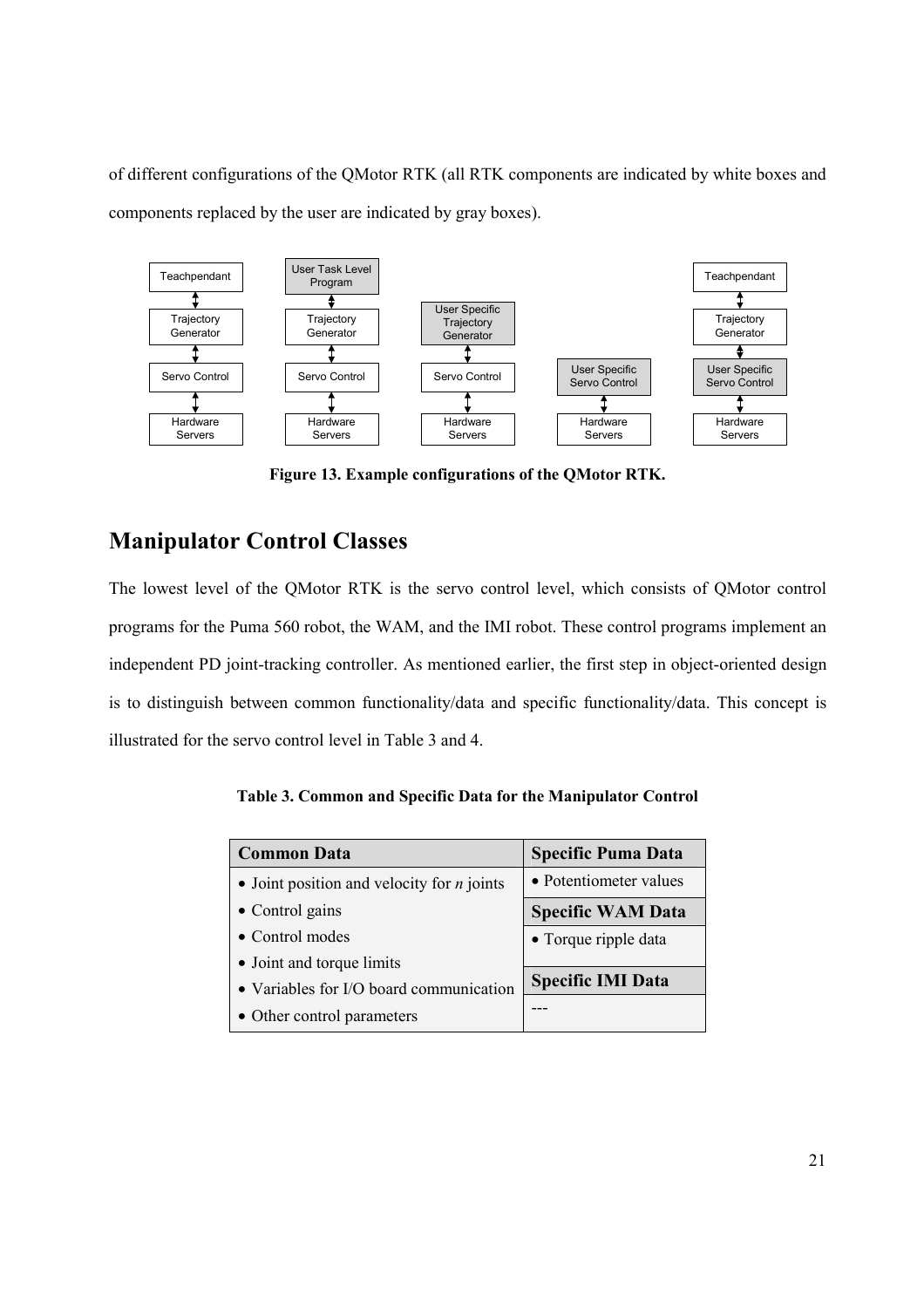of different configurations of the QMotor RTK (all RTK components are indicated by white boxes and components replaced by the user are indicated by gray boxes).

**Figure 13. Example configurations of the QMotor RTK.**

## Manipulator Control Classes

The lowest level of the QMotor RTK is the servo control level, which consists of QMotor control programs for the Puma 560 robot, the WAM, and the IMI robot. These control programs implement an independent PD joint-tracking controller. As mentioned earlier, the first step in object-oriented design is to distinguish between common functionality/data and specific functionality/data. This concept is illustrated for the servo control level in Table 3 and 4.

**Table 3. Common and Specific Data for the Manipulator Control**

| Common Data | Specific Puma Data |
|---|---|
| • Joint position and velocity for *n* joints | • Potentiometer values |
| • Control gains | **Specific WAM Data** |
| • Control modes | • Torque ripple data |
| • Joint and torque limits | |
| • Variables for I/O board communication | **Specific IMI Data** |
| • Other control parameters | --- |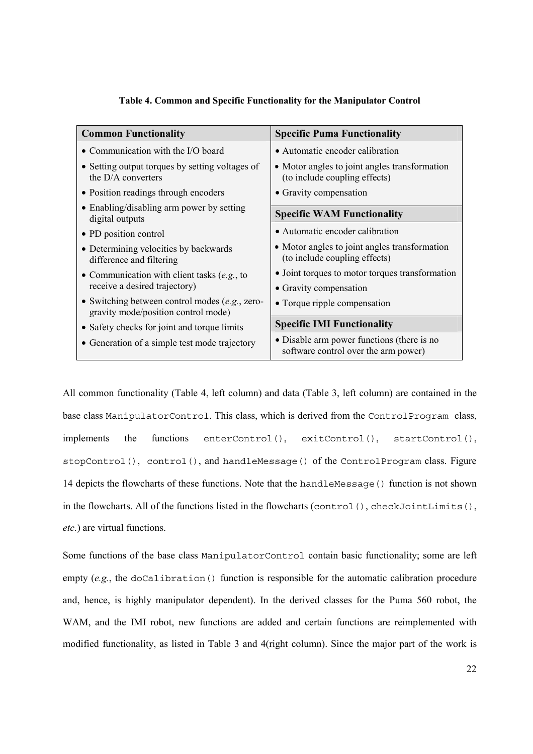**Table 4. Common and Specific Functionality for the Manipulator Control**

| Common Functionality | Specific Puma Functionality |
|---|---|
| • Communication with the I/O board | • Automatic encoder calibration |
| • Setting output torques by setting voltages of the D/A converters | • Motor angles to joint angles transformation (to include coupling effects) |
| • Position readings through encoders | • Gravity compensation |
| • Enabling/disabling arm power by setting digital outputs | **Specific WAM Functionality** |
| • PD position control | • Automatic encoder calibration |
| • Determining velocities by backwards difference and filtering | • Motor angles to joint angles transformation (to include coupling effects) |
| • Communication with client tasks (*e.g.*, to receive a desired trajectory) | • Joint torques to motor torques transformation |
| | • Gravity compensation |
| • Switching between control modes (*e.g.*, zero-gravity mode/position control mode) | • Torque ripple compensation |
| • Safety checks for joint and torque limits | **Specific IMI Functionality** |
| • Generation of a simple test mode trajectory | • Disable arm power functions (there is no software control over the arm power) |

All common functionality (Table 4, left column) and data (Table 3, left column) are contained in the base class `ManipulatorControl`. This class, which is derived from the `ControlProgram` class, implements the functions `enterControl()`, `exitControl()`, `startControl()`, `stopControl()`, `control()`, and `handleMessage()` of the `ControlProgram` class. Figure 14 depicts the flowcharts of these functions. Note that the `handleMessage()` function is not shown in the flowcharts. All of the functions listed in the flowcharts (`control()`, `checkJointLimits()`, *etc.*) are virtual functions.

Some functions of the base class `ManipulatorControl` contain basic functionality; some are left empty (*e.g.*, the `doCalibration()` function is responsible for the automatic calibration procedure and, hence, is highly manipulator dependent). In the derived classes for the Puma 560 robot, the WAM, and the IMI robot, new functions are added and certain functions are reimplemented with modified functionality, as listed in Table 3 and 4(right column). Since the major part of the work is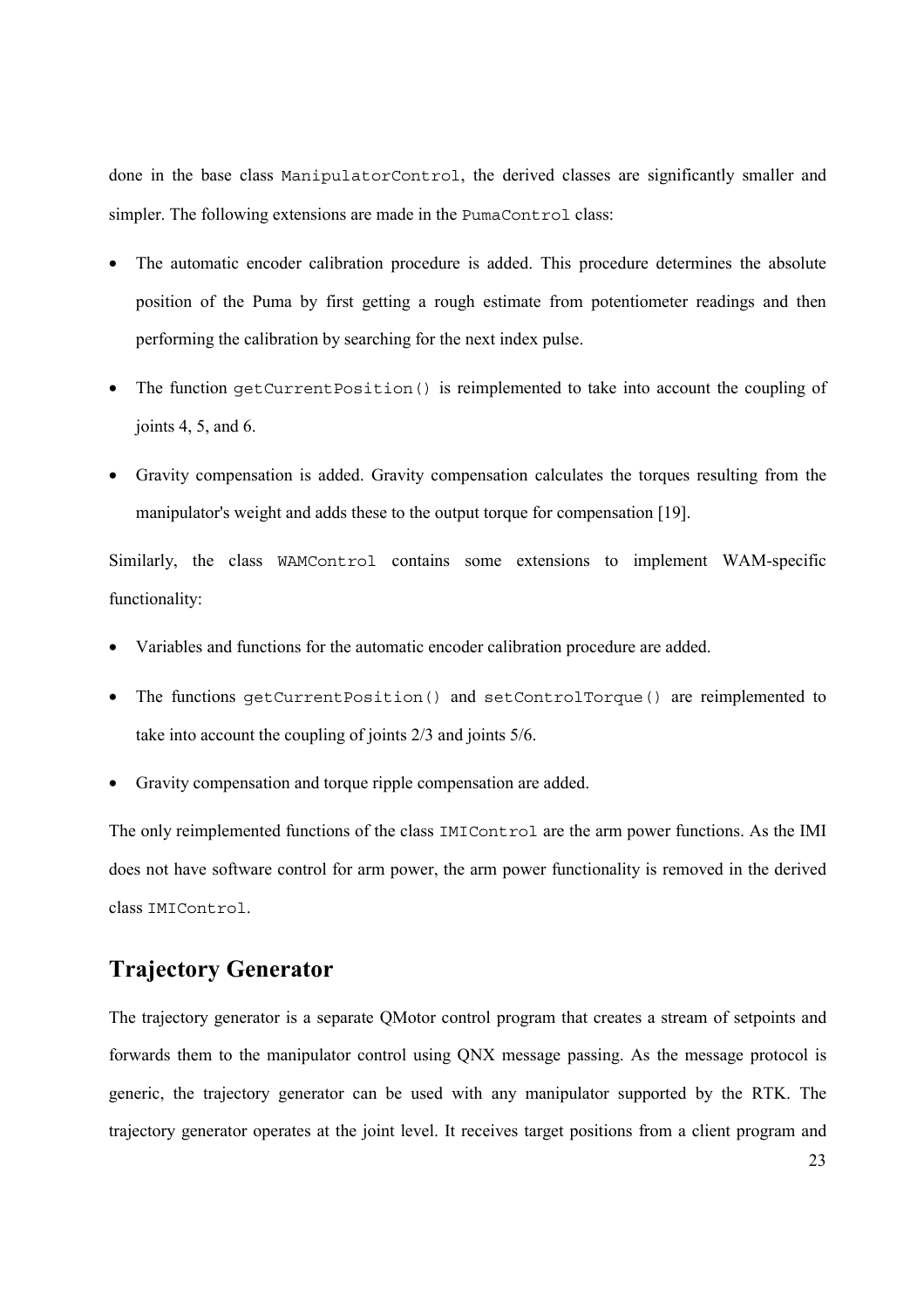done in the base class `ManipulatorControl`, the derived classes are significantly smaller and simpler. The following extensions are made in the `PumaControl` class:

- The automatic encoder calibration procedure is added. This procedure determines the absolute position of the Puma by first getting a rough estimate from potentiometer readings and then performing the calibration by searching for the next index pulse.
- The function `getCurrentPosition()` is reimplemented to take into account the coupling of joints 4, 5, and 6.
- Gravity compensation is added. Gravity compensation calculates the torques resulting from the manipulator's weight and adds these to the output torque for compensation [19].

Similarly, the class `WAMControl` contains some extensions to implement WAM-specific functionality:

- Variables and functions for the automatic encoder calibration procedure are added.
- The functions `getCurrentPosition()` and `setControlTorque()` are reimplemented to take into account the coupling of joints 2/3 and joints 5/6.
- Gravity compensation and torque ripple compensation are added.

The only reimplemented functions of the class `IMIControl` are the arm power functions. As the IMI does not have software control for arm power, the arm power functionality is removed in the derived class `IMIControl`.

## Trajectory Generator

The trajectory generator is a separate QMotor control program that creates a stream of setpoints and forwards them to the manipulator control using QNX message passing. As the message protocol is generic, the trajectory generator can be used with any manipulator supported by the RTK. The trajectory generator operates at the joint level. It receives target positions from a client program and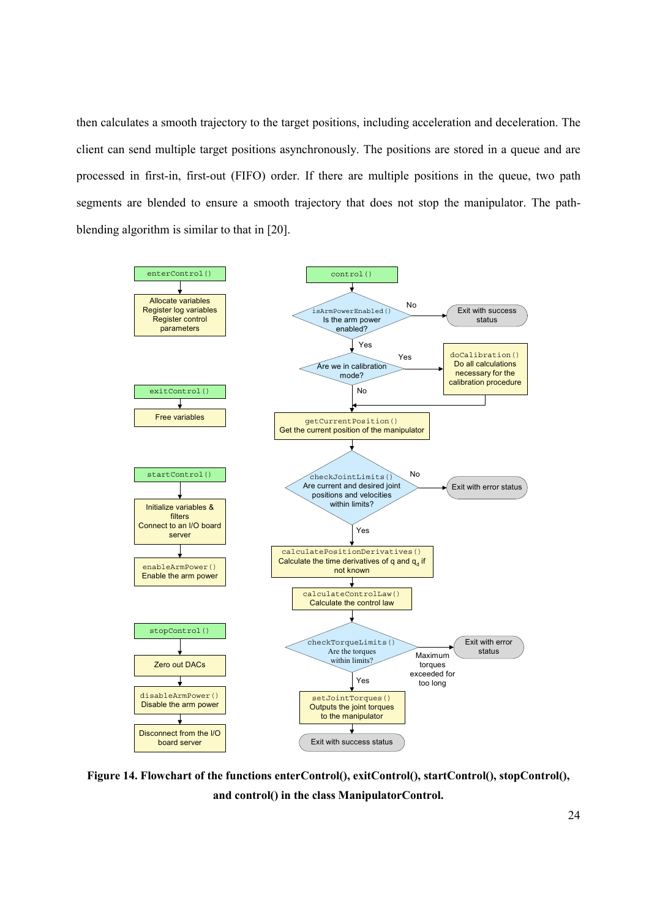then calculates a smooth trajectory to the target positions, including acceleration and deceleration. The client can send multiple target positions asynchronously. The positions are stored in a queue and are processed in first-in, first-out (FIFO) order. If there are multiple positions in the queue, two path segments are blended to ensure a smooth trajectory that does not stop the manipulator. The path-blending algorithm is similar to that in [20].

enterControl()

Allocate variables
Register log variables
Register control parameters

exitControl()

Free variables

startControl()

Initialize variables & filters
Connect to an I/O board server

enableArmPower()
Enable the arm power

stopControl()

Zero out DACs

disableArmPower()
Disable the arm power

Disconnect from the I/O board server

control()

isArmPowerEnabled()
Is the arm power enabled?

No → Exit with success status

Yes

Are we in calibration mode?

Yes → doCalibration()
Do all calculations necessary for the calibration procedure

No

getCurrentPosition()
Get the current position of the manipulator

checkJointLimits()
Are current and desired joint positions and velocities within limits?

No → Exit with error status

Yes

calculatePositionDerivatives()
Calculate the time derivatives of q and $q_d$ if not known

calculateControlLaw()
Calculate the control law

checkTorqueLimits()
Are the torques within limits?

Maximum torques exceeded for too long → Exit with error status

Yes

setJointTorques()
Outputs the joint torques to the manipulator

Exit with success status

**Figure 14. Flowchart of the functions enterControl(), exitControl(), startControl(), stopControl(), and control() in the class ManipulatorControl.**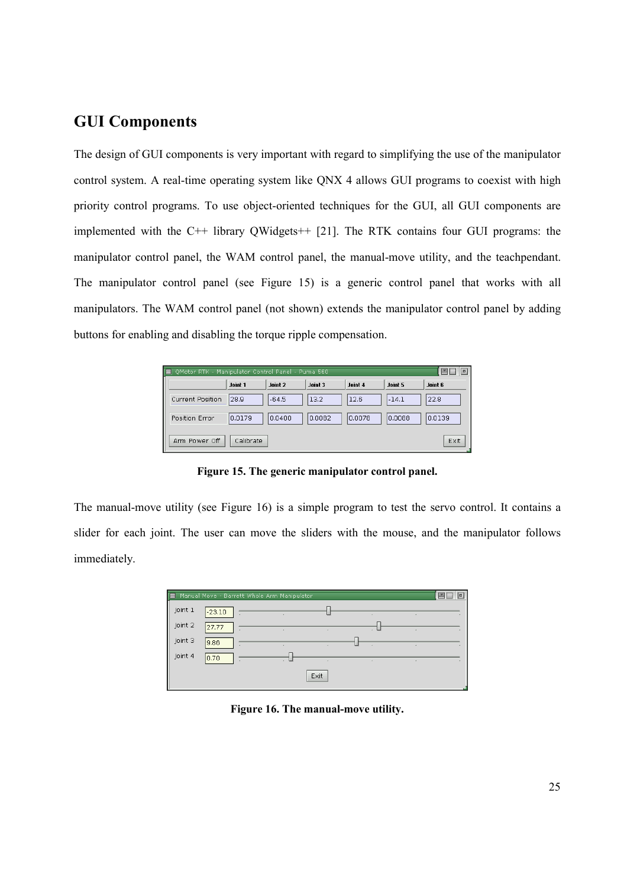## GUI Components

The design of GUI components is very important with regard to simplifying the use of the manipulator control system. A real-time operating system like QNX 4 allows GUI programs to coexist with high priority control programs. To use object-oriented techniques for the GUI, all GUI components are implemented with the C++ library QWidgets++ [21]. The RTK contains four GUI programs: the manipulator control panel, the WAM control panel, the manual-move utility, and the teachpendant. The manipulator control panel (see Figure 15) is a generic control panel that works with all manipulators. The WAM control panel (not shown) extends the manipulator control panel by adding buttons for enabling and disabling the torque ripple compensation.

**Figure 15. The generic manipulator control panel.**

The manual-move utility (see Figure 16) is a simple program to test the servo control. It contains a slider for each joint. The user can move the sliders with the mouse, and the manipulator follows immediately.

**Figure 16. The manual-move utility.**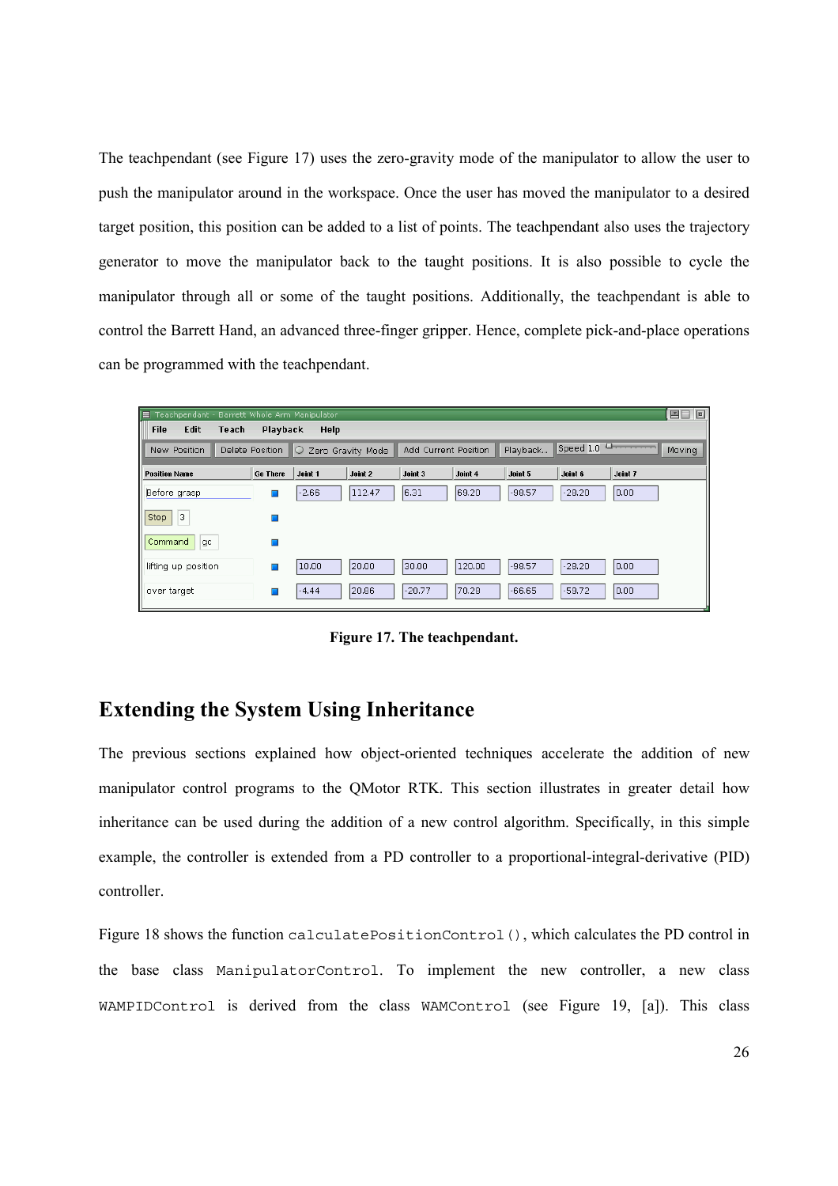The teachpendant (see Figure 17) uses the zero-gravity mode of the manipulator to allow the user to push the manipulator around in the workspace. Once the user has moved the manipulator to a desired target position, this position can be added to a list of points. The teachpendant also uses the trajectory generator to move the manipulator back to the taught positions. It is also possible to cycle the manipulator through all or some of the taught positions. Additionally, the teachpendant is able to control the Barrett Hand, an advanced three-finger gripper. Hence, complete pick-and-place operations can be programmed with the teachpendant.

**Figure 17. The teachpendant.**

## Extending the System Using Inheritance

The previous sections explained how object-oriented techniques accelerate the addition of new manipulator control programs to the QMotor RTK. This section illustrates in greater detail how inheritance can be used during the addition of a new control algorithm. Specifically, in this simple example, the controller is extended from a PD controller to a proportional-integral-derivative (PID) controller.

Figure 18 shows the function `calculatePositionControl()`, which calculates the PD control in the base class `ManipulatorControl`. To implement the new controller, a new class `WAMPIDControl` is derived from the class `WAMControl` (see Figure 19, [a]). This class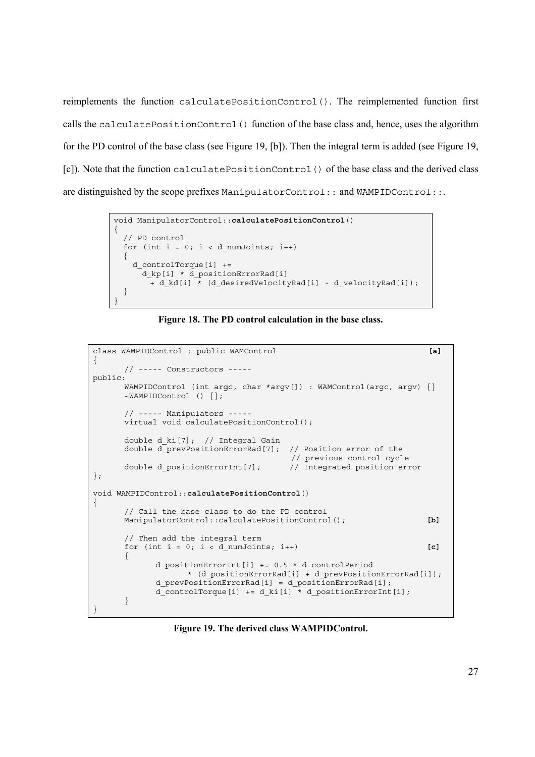reimplements the function `calculatePositionControl()`. The reimplemented function first calls the `calculatePositionControl()` function of the base class and, hence, uses the algorithm for the PD control of the base class (see Figure 19, [b]). Then the integral term is added (see Figure 19, [c]). Note that the function `calculatePositionControl()` of the base class and the derived class are distinguished by the scope prefixes `ManipulatorControl::` and `WAMPIDControl::`.

```
void ManipulatorControl::calculatePositionControl()
{
  // PD control
  for (int i = 0; i < d_numJoints; i++)
  {
    d_controlTorque[i] +=
      d_kp[i] * d_positionErrorRad[i]
        + d_kd[i] * (d_desiredVelocityRad[i] - d_velocityRad[i]);
  }
}
```

**Figure 18. The PD control calculation in the base class.**

```
class WAMPIDControl : public WAMControl                                  [a]
{
      // ----- Constructors -----
public:
      WAMPIDControl (int argc, char *argv[]) : WAMControl(argc, argv) {}
      ~WAMPIDControl () {};

      // ----- Manipulators -----
      virtual void calculatePositionControl();

      double d_ki[7];  // Integral Gain
      double d_prevPositionErrorRad[7];  // Position error of the
                                         // previous control cycle
      double d_positionErrorInt[7];      // Integrated position error
};

void WAMPIDControl::calculatePositionControl()
{
      // Call the base class to do the PD control
      ManipulatorControl::calculatePositionControl();                [b]

      // Then add the integral term
      for (int i = 0; i < d_numJoints; i++)                          [c]
      {
            d_positionErrorInt[i] += 0.5 * d_controlPeriod
                  * (d_positionErrorRad[i] + d_prevPositionErrorRad[i]);
            d_prevPositionErrorRad[i] = d_positionErrorRad[i];
            d_controlTorque[i] += d_ki[i] * d_positionErrorInt[i];
      }
}
```

**Figure 19. The derived class WAMPIDControl.**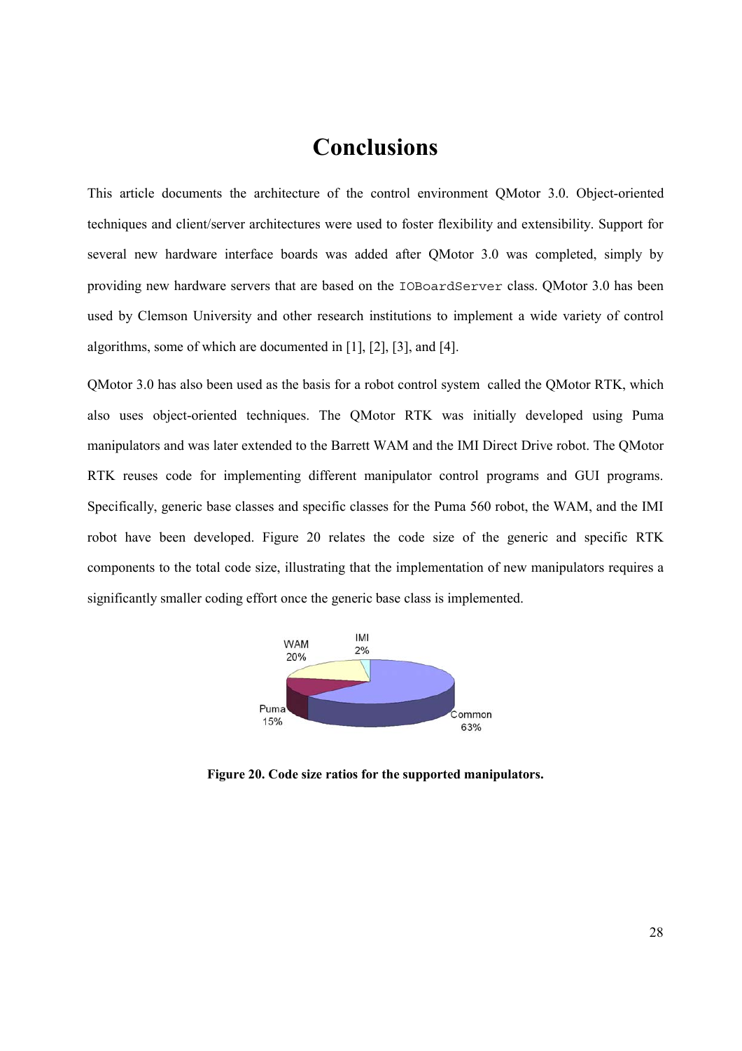# Conclusions

This article documents the architecture of the control environment QMotor 3.0. Object-oriented techniques and client/server architectures were used to foster flexibility and extensibility. Support for several new hardware interface boards was added after QMotor 3.0 was completed, simply by providing new hardware servers that are based on the `IOBoardServer` class. QMotor 3.0 has been used by Clemson University and other research institutions to implement a wide variety of control algorithms, some of which are documented in [1], [2], [3], and [4].

QMotor 3.0 has also been used as the basis for a robot control system called the QMotor RTK, which also uses object-oriented techniques. The QMotor RTK was initially developed using Puma manipulators and was later extended to the Barrett WAM and the IMI Direct Drive robot. The QMotor RTK reuses code for implementing different manipulator control programs and GUI programs. Specifically, generic base classes and specific classes for the Puma 560 robot, the WAM, and the IMI robot have been developed. Figure 20 relates the code size of the generic and specific RTK components to the total code size, illustrating that the implementation of new manipulators requires a significantly smaller coding effort once the generic base class is implemented.

**Figure 20. Code size ratios for the supported manipulators.**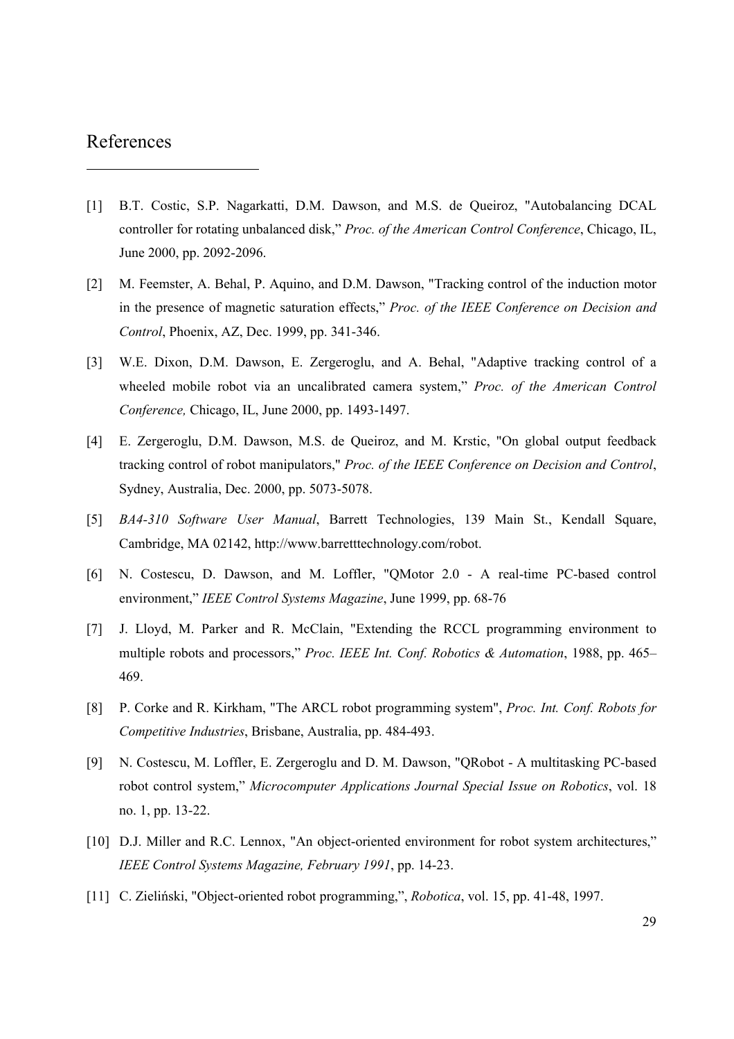# References

[1] B.T. Costic, S.P. Nagarkatti, D.M. Dawson, and M.S. de Queiroz, "Autobalancing DCAL controller for rotating unbalanced disk," *Proc. of the American Control Conference*, Chicago, IL, June 2000, pp. 2092-2096.

[2] M. Feemster, A. Behal, P. Aquino, and D.M. Dawson, "Tracking control of the induction motor in the presence of magnetic saturation effects," *Proc. of the IEEE Conference on Decision and Control*, Phoenix, AZ, Dec. 1999, pp. 341-346.

[3] W.E. Dixon, D.M. Dawson, E. Zergeroglu, and A. Behal, "Adaptive tracking control of a wheeled mobile robot via an uncalibrated camera system," *Proc. of the American Control Conference,* Chicago, IL, June 2000, pp. 1493-1497.

[4] E. Zergeroglu, D.M. Dawson, M.S. de Queiroz, and M. Krstic, "On global output feedback tracking control of robot manipulators," *Proc. of the IEEE Conference on Decision and Control*, Sydney, Australia, Dec. 2000, pp. 5073-5078.

[5] *BA4-310 Software User Manual*, Barrett Technologies, 139 Main St., Kendall Square, Cambridge, MA 02142, http://www.barretttechnology.com/robot.

[6] N. Costescu, D. Dawson, and M. Loffler, "QMotor 2.0 - A real-time PC-based control environment," *IEEE Control Systems Magazine*, June 1999, pp. 68-76

[7] J. Lloyd, M. Parker and R. McClain, "Extending the RCCL programming environment to multiple robots and processors," *Proc. IEEE Int. Conf. Robotics & Automation*, 1988, pp. 465–469.

[8] P. Corke and R. Kirkham, "The ARCL robot programming system", *Proc. Int. Conf. Robots for Competitive Industries*, Brisbane, Australia, pp. 484-493.

[9] N. Costescu, M. Loffler, E. Zergeroglu and D. M. Dawson, "QRobot - A multitasking PC-based robot control system," *Microcomputer Applications Journal Special Issue on Robotics*, vol. 18 no. 1, pp. 13-22.

[10] D.J. Miller and R.C. Lennox, "An object-oriented environment for robot system architectures," *IEEE Control Systems Magazine, February 1991*, pp. 14-23.

[11] C. Zieliński, "Object-oriented robot programming,", *Robotica*, vol. 15, pp. 41-48, 1997.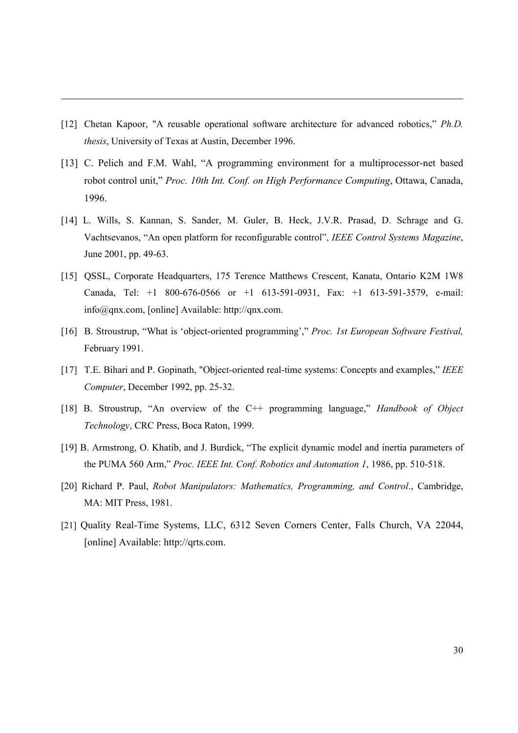[12] Chetan Kapoor, "A reusable operational software architecture for advanced robotics," *Ph.D. thesis*, University of Texas at Austin, December 1996.

[13] C. Pelich and F.M. Wahl, "A programming environment for a multiprocessor-net based robot control unit," *Proc. 10th Int. Conf. on High Performance Computing*, Ottawa, Canada, 1996.

[14] L. Wills, S. Kannan, S. Sander, M. Guler, B. Heck, J.V.R. Prasad, D. Schrage and G. Vachtsevanos, "An open platform for reconfigurable control", *IEEE Control Systems Magazine*, June 2001, pp. 49-63.

[15] QSSL, Corporate Headquarters, 175 Terence Matthews Crescent, Kanata, Ontario K2M 1W8 Canada, Tel: +1 800-676-0566 or +1 613-591-0931, Fax: +1 613-591-3579, e-mail: info@qnx.com, [online] Available: http://qnx.com.

[16] B. Stroustrup, "What is 'object-oriented programming'," *Proc. 1st European Software Festival,* February 1991.

[17] T.E. Bihari and P. Gopinath, "Object-oriented real-time systems: Concepts and examples," *IEEE Computer*, December 1992, pp. 25-32.

[18] B. Stroustrup, "An overview of the C++ programming language," *Handbook of Object Technology*, CRC Press, Boca Raton, 1999.

[19] B. Armstrong, O. Khatib, and J. Burdick, "The explicit dynamic model and inertia parameters of the PUMA 560 Arm," *Proc. IEEE Int. Conf. Robotics and Automation 1*, 1986, pp. 510-518.

[20] Richard P. Paul, *Robot Manipulators: Mathematics, Programming, and Control*., Cambridge, MA: MIT Press, 1981.

[21] Quality Real-Time Systems, LLC, 6312 Seven Corners Center, Falls Church, VA 22044, [online] Available: http://qrts.com.